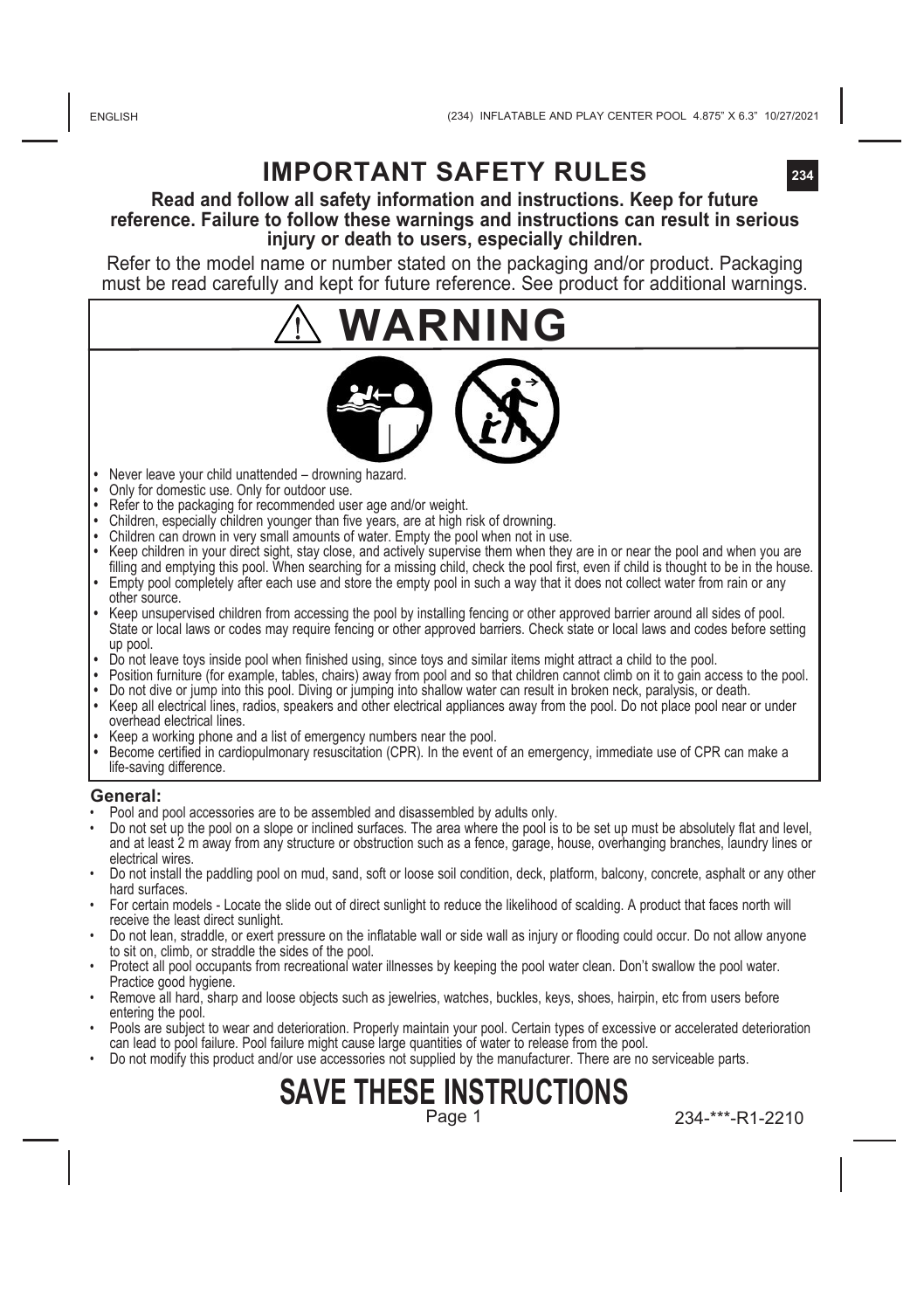# IMPORTANT SAFETY RULES

**Read and follow all safety information and instructions. Keep for future reference. Failure to follow these warnings and instructions can result in serious injury or death to users, especially children.**

Refer to the model name or number stated on the packaging and/or product. Packaging must be read carefully and kept for future reference. See product for additional warnings.

## ⚠ WARNING

- Never leave your child unattended – drowning hazard.
- Only for domestic use. Only for outdoor use.
- Refer to the packaging for recommended user age and/or weight.
- Children, especially children younger than five years, are at high risk of drowning.
- Children can drown in very small amounts of water. Empty the pool when not in use.
- Keep children in your direct sight, stay close, and actively supervise them when they are in or near the pool and when you are filling and emptying this pool. When searching for a missing child, check the pool first, even if child is thought to be in the house.
- Empty pool completely after each use and store the empty pool in such a way that it does not collect water from rain or any other source.
- Keep unsupervised children from accessing the pool by installing fencing or other approved barrier around all sides of pool. State or local laws or codes may require fencing or other approved barriers. Check state or local laws and codes before setting up pool.
- Do not leave toys inside pool when finished using, since toys and similar items might attract a child to the pool.
- Position furniture (for example, tables, chairs) away from pool and so that children cannot climb on it to gain access to the pool.
- Do not dive or jump into this pool. Diving or jumping into shallow water can result in broken neck, paralysis, or death.
- Keep all electrical lines, radios, speakers and other electrical appliances away from the pool. Do not place pool near or under overhead electrical lines.
- Keep a working phone and a list of emergency numbers near the pool.
- Become certified in cardiopulmonary resuscitation (CPR). In the event of an emergency, immediate use of CPR can make a life-saving difference.

### General:

- Pool and pool accessories are to be assembled and disassembled by adults only.
- Do not set up the pool on a slope or inclined surfaces. The area where the pool is to be set up must be absolutely flat and level, and at least 2 m away from any structure or obstruction such as a fence, garage, house, overhanging branches, laundry lines or electrical wires.
- Do not install the paddling pool on mud, sand, soft or loose soil condition, deck, platform, balcony, concrete, asphalt or any other hard surfaces.
- For certain models - Locate the slide out of direct sunlight to reduce the likelihood of scalding. A product that faces north will receive the least direct sunlight.
- Do not lean, straddle, or exert pressure on the inflatable wall or side wall as injury or flooding could occur. Do not allow anyone to sit on, climb, or straddle the sides of the pool.
- Protect all pool occupants from recreational water illnesses by keeping the pool water clean. Don't swallow the pool water. Practice good hygiene.
- Remove all hard, sharp and loose objects such as jewelries, watches, buckles, keys, shoes, hairpin, etc from users before entering the pool.
- Pools are subject to wear and deterioration. Properly maintain your pool. Certain types of excessive or accelerated deterioration can lead to pool failure. Pool failure might cause large quantities of water to release from the pool.
- Do not modify this product and/or use accessories not supplied by the manufacturer. There are no serviceable parts.

## SAVE THESE INSTRUCTIONS

234-***-R1-2210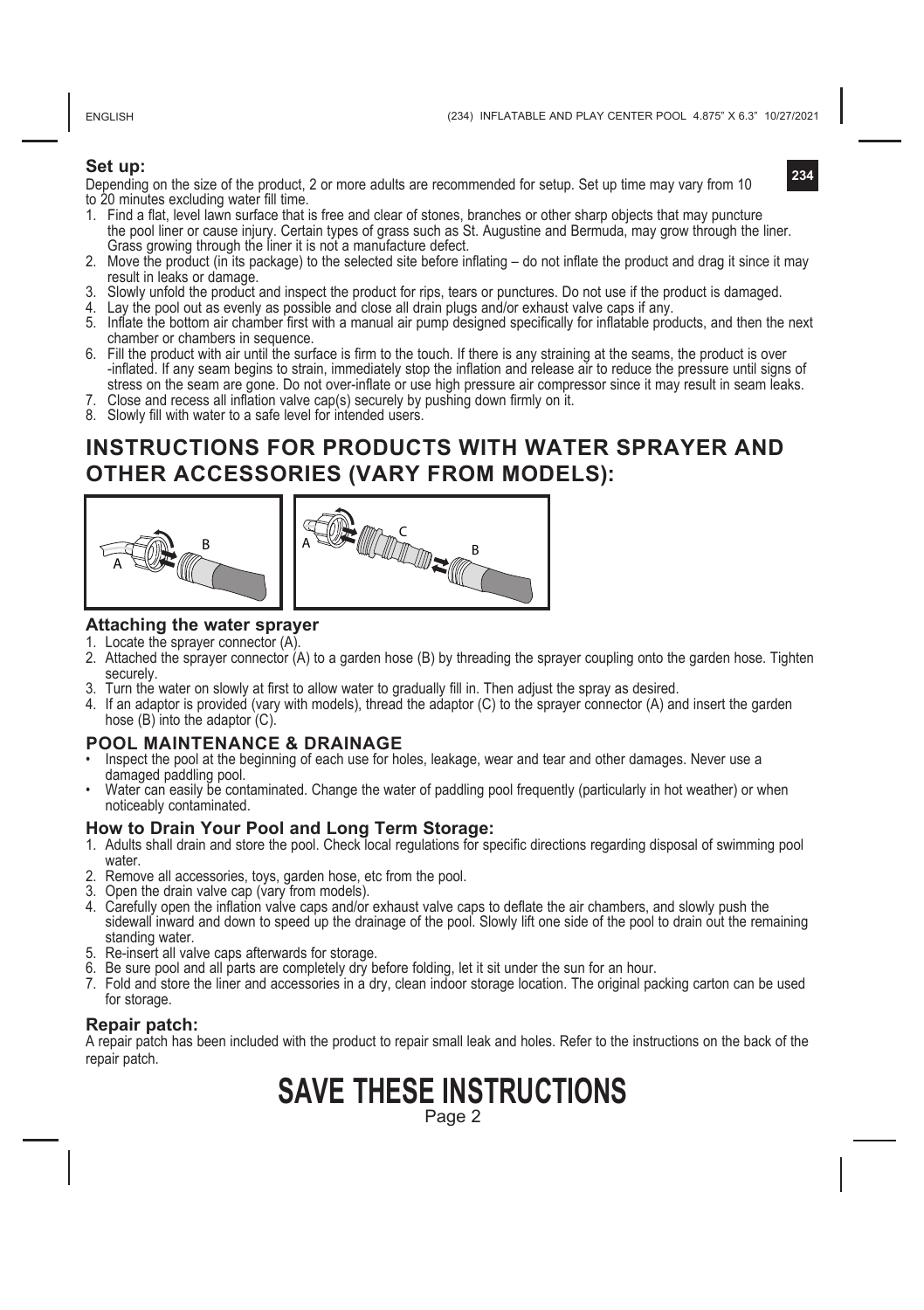### Set up:

Depending on the size of the product, 2 or more adults are recommended for setup. Set up time may vary from 10 to 20 minutes excluding water fill time.

1. Find a flat, level lawn surface that is free and clear of stones, branches or other sharp objects that may puncture the pool liner or cause injury. Certain types of grass such as St. Augustine and Bermuda, may grow through the liner. Grass growing through the liner it is not a manufacture defect.
2. Move the product (in its package) to the selected site before inflating – do not inflate the product and drag it since it may result in leaks or damage.
3. Slowly unfold the product and inspect the product for rips, tears or punctures. Do not use if the product is damaged.
4. Lay the pool out as evenly as possible and close all drain plugs and/or exhaust valve caps if any.
5. Inflate the bottom air chamber first with a manual air pump designed specifically for inflatable products, and then the next chamber or chambers in sequence.
6. Fill the product with air until the surface is firm to the touch. If there is any straining at the seams, the product is over -inflated. If any seam begins to strain, immediately stop the inflation and release air to reduce the pressure until signs of stress on the seam are gone. Do not over-inflate or use high pressure air compressor since it may result in seam leaks.
7. Close and recess all inflation valve cap(s) securely by pushing down firmly on it.
8. Slowly fill with water to a safe level for intended users.

## INSTRUCTIONS FOR PRODUCTS WITH WATER SPRAYER AND OTHER ACCESSORIES (VARY FROM MODELS):

### Attaching the water sprayer

1. Locate the sprayer connector (A).
2. Attached the sprayer connector (A) to a garden hose (B) by threading the sprayer coupling onto the garden hose. Tighten securely.
3. Turn the water on slowly at first to allow water to gradually fill in. Then adjust the spray as desired.
4. If an adaptor is provided (vary with models), thread the adaptor (C) to the sprayer connector (A) and insert the garden hose (B) into the adaptor (C).

### POOL MAINTENANCE & DRAINAGE

- Inspect the pool at the beginning of each use for holes, leakage, wear and tear and other damages. Never use a damaged paddling pool.
- Water can easily be contaminated. Change the water of paddling pool frequently (particularly in hot weather) or when noticeably contaminated.

### How to Drain Your Pool and Long Term Storage:

1. Adults shall drain and store the pool. Check local regulations for specific directions regarding disposal of swimming pool water.
2. Remove all accessories, toys, garden hose, etc from the pool.
3. Open the drain valve cap (vary from models).
4. Carefully open the inflation valve caps and/or exhaust valve caps to deflate the air chambers, and slowly push the sidewall inward and down to speed up the drainage of the pool. Slowly lift one side of the pool to drain out the remaining standing water.
5. Re-insert all valve caps afterwards for storage.
6. Be sure pool and all parts are completely dry before folding, let it sit under the sun for an hour.
7. Fold and store the liner and accessories in a dry, clean indoor storage location. The original packing carton can be used for storage.

### Repair patch:

A repair patch has been included with the product to repair small leak and holes. Refer to the instructions on the back of the repair patch.

# SAVE THESE INSTRUCTIONS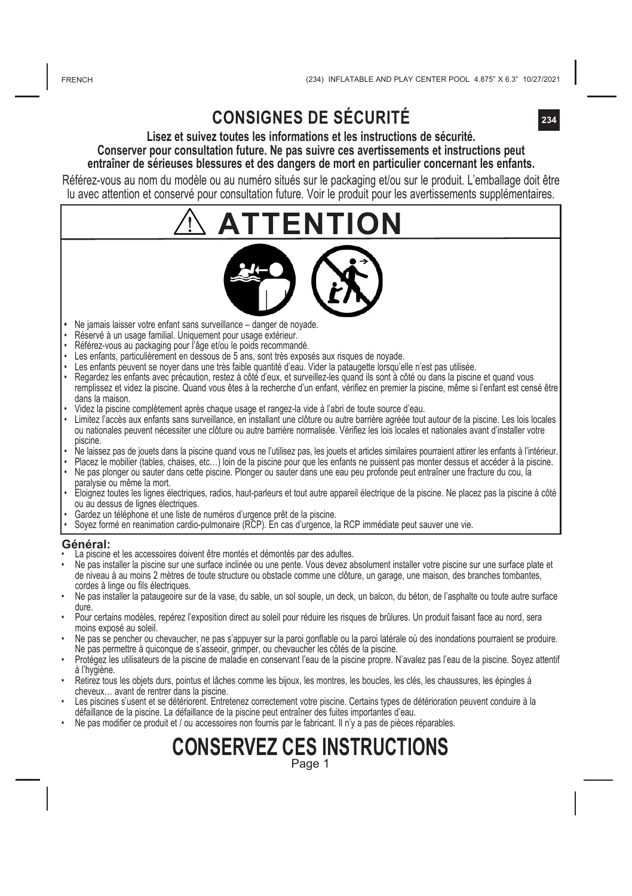# CONSIGNES DE SÉCURITÉ

**Lisez et suivez toutes les informations et les instructions de sécurité.**
**Conserver pour consultation future. Ne pas suivre ces avertissements et instructions peut entraîner de sérieuses blessures et des dangers de mort en particulier concernant les enfants.**

Référez-vous au nom du modèle ou au numéro situés sur le packaging et/ou sur le produit. L'emballage doit être lu avec attention et conservé pour consultation future. Voir le produit pour les avertissements supplémentaires.

## ⚠ ATTENTION

- Ne jamais laisser votre enfant sans surveillance – danger de noyade.
- Réservé à un usage familial. Uniquement pour usage extérieur.
- Référez-vous au packaging pour l'âge et/ou le poids recommandé.
- Les enfants, particulièrement en dessous de 5 ans, sont très exposés aux risques de noyade.
- Les enfants peuvent se noyer dans une très faible quantité d'eau. Vider la pataugette lorsqu'elle n'est pas utilisée.
- Regardez les enfants avec précaution, restez à côté d'eux, et surveillez-les quand ils sont à côté ou dans la piscine et quand vous remplissez et videz la piscine. Quand vous êtes à la recherche d'un enfant, vérifiez en premier la piscine, même si l'enfant est censé être dans la maison.
- Videz la piscine complètement après chaque usage et rangez-la vide à l'abri de toute source d'eau.
- Limitez l'accès aux enfants sans surveillance, en installant une clôture ou autre barrière agréée tout autour de la piscine. Les lois locales ou nationales peuvent nécessiter une clôture ou autre barrière normalisée. Vérifiez les lois locales et nationales avant d'installer votre piscine.
- Ne laissez pas de jouets dans la piscine quand vous ne l'utilisez pas, les jouets et articles similaires pourraient attirer les enfants à l'intérieur.
- Placez le mobilier (tables, chaises, etc…) loin de la piscine pour que les enfants ne puissent pas monter dessus et accéder à la piscine.
- Ne pas plonger ou sauter dans cette piscine. Plonger ou sauter dans une eau peu profonde peut entraîner une fracture du cou, la paralysie ou même la mort.
- Eloignez toutes les lignes électriques, radios, haut-parleurs et tout autre appareil électrique de la piscine. Ne placez pas la piscine à côté ou au dessus de lignes électriques.
- Gardez un téléphone et une liste de numéros d'urgence prêt de la piscine.
- Soyez formé en reanimation cardio-pulmonaire (RCP). En cas d'urgence, la RCP immédiate peut sauver une vie.

**Général:**

- La piscine et les accessoires doivent être montés et démontés par des adultes.
- Ne pas installer la piscine sur une surface inclinée ou une pente. Vous devez absolument installer votre piscine sur une surface plate et de niveau à au moins 2 mètres de toute structure ou obstacle comme une clôture, un garage, une maison, des branches tombantes, cordes à linge ou fils électriques.
- Ne pas installer la pataugeoire sur de la vase, du sable, un sol souple, un deck, un balcon, du béton, de l'asphalte ou toute autre surface dure.
- Pour certains modèles, repérez l'exposition direct au soleil pour réduire les risques de brûlures. Un produit faisant face au nord, sera moins exposé au soleil.
- Ne pas se pencher ou chevaucher, ne pas s'appuyer sur la paroi gonflable ou la paroi latérale où des inondations pourraient se produire. Ne pas permettre à quiconque de s'asseoir, grimper, ou chevaucher les côtés de la piscine.
- Protégez les utilisateurs de la piscine de maladie en conservant l'eau de la piscine propre. N'avalez pas l'eau de la piscine. Soyez attentif à l'hygiène.
- Retirez tous les objets durs, pointus et lâches comme les bijoux, les montres, les boucles, les clés, les chaussures, les épingles à cheveux… avant de rentrer dans la piscine.
- Les piscines s'usent et se détériorent. Entretenez correctement votre piscine. Certains types de détérioration peuvent conduire à la défaillance de la piscine. La défaillance de la piscine peut entraîner des fuites importantes d'eau.
- Ne pas modifier ce produit et / ou accessoires non fournis par le fabricant. Il n'y a pas de pièces réparables.

# CONSERVEZ CES INSTRUCTIONS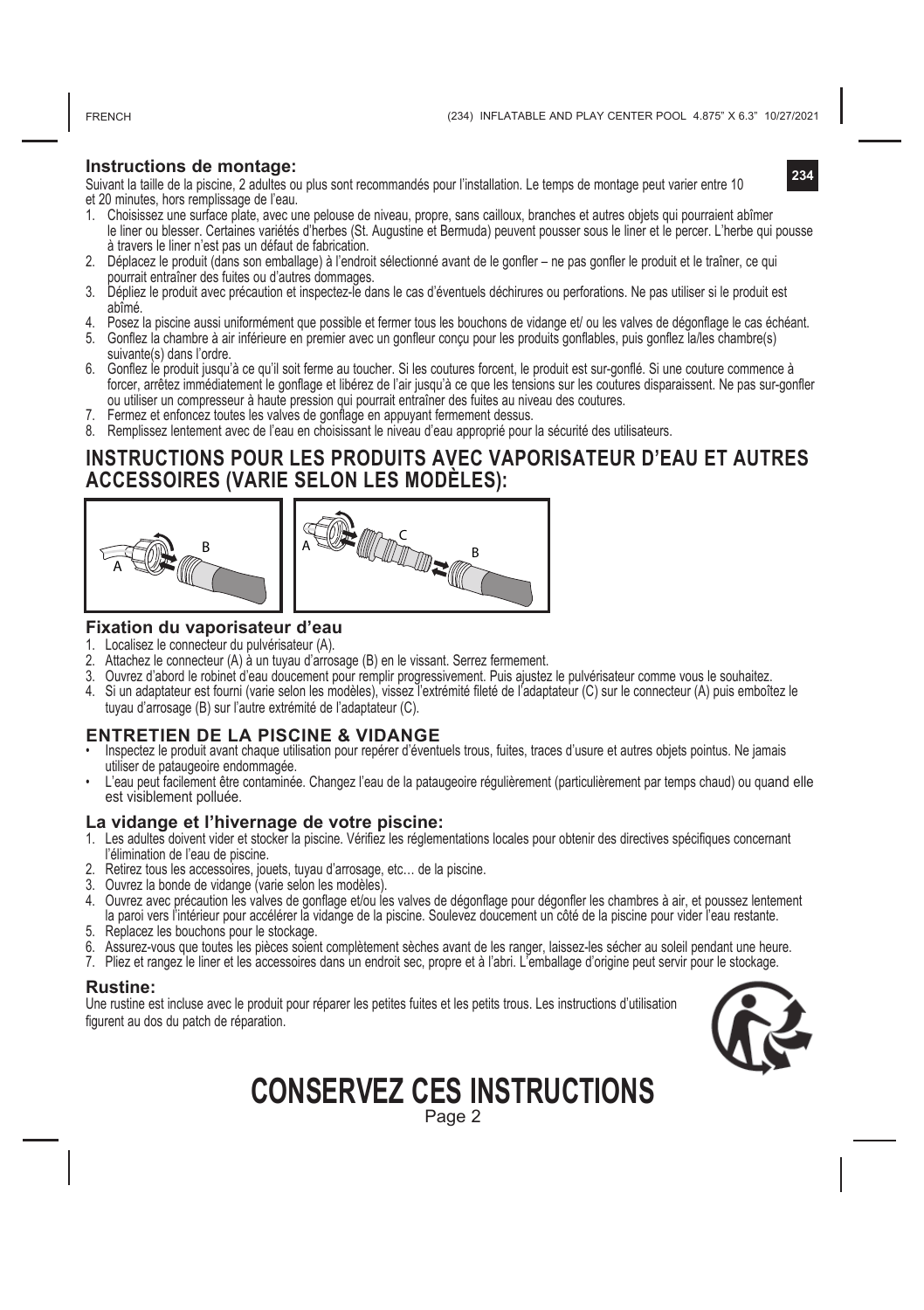## Instructions de montage:

Suivant la taille de la piscine, 2 adultes ou plus sont recommandés pour l'installation. Le temps de montage peut varier entre 10 et 20 minutes, hors remplissage de l'eau.

1. Choisissez une surface plate, avec une pelouse de niveau, propre, sans cailloux, branches et autres objets qui pourraient abîmer le liner ou blesser. Certaines variétés d'herbes (St. Augustine et Bermuda) peuvent pousser sous le liner et le percer. L'herbe qui pousse à travers le liner n'est pas un défaut de fabrication.
2. Déplacez le produit (dans son emballage) à l'endroit sélectionné avant de le gonfler – ne pas gonfler le produit et le traîner, ce qui pourrait entraîner des fuites ou d'autres dommages.
3. Dépliez le produit avec précaution et inspectez-le dans le cas d'éventuels déchirures ou perforations. Ne pas utiliser si le produit est abîmé.
4. Posez la piscine aussi uniformément que possible et fermer tous les bouchons de vidange et/ ou les valves de dégonflage le cas échéant.
5. Gonflez la chambre à air inférieure en premier avec un gonfleur conçu pour les produits gonflables, puis gonflez la/les chambre(s) suivante(s) dans l'ordre.
6. Gonflez le produit jusqu'à ce qu'il soit ferme au toucher. Si les coutures forcent, le produit est sur-gonflé. Si une couture commence à forcer, arrêtez immédiatement le gonflage et libérez de l'air jusqu'à ce que les tensions sur les coutures disparaissent. Ne pas sur-gonfler ou utiliser un compresseur à haute pression qui pourrait entraîner des fuites au niveau des coutures.
7. Fermez et enfoncez toutes les valves de gonflage en appuyant fermement dessus.
8. Remplissez lentement avec de l'eau en choisissant le niveau d'eau approprié pour la sécurité des utilisateurs.

# INSTRUCTIONS POUR LES PRODUITS AVEC VAPORISATEUR D'EAU ET AUTRES ACCESSOIRES (VARIE SELON LES MODÈLES):

## Fixation du vaporisateur d'eau

1. Localisez le connecteur du pulvérisateur (A).
2. Attachez le connecteur (A) à un tuyau d'arrosage (B) en le vissant. Serrez fermement.
3. Ouvrez d'abord le robinet d'eau doucement pour remplir progressivement. Puis ajustez le pulvérisateur comme vous le souhaitez.
4. Si un adaptateur est fourni (varie selon les modèles), vissez l'extrémité fileté de l'adaptateur (C) sur le connecteur (A) puis emboîtez le tuyau d'arrosage (B) sur l'autre extrémité de l'adaptateur (C).

## ENTRETIEN DE LA PISCINE & VIDANGE

- Inspectez le produit avant chaque utilisation pour repérer d'éventuels trous, fuites, traces d'usure et autres objets pointus. Ne jamais utiliser de pataugeoire endommagée.
- L'eau peut facilement être contaminée. Changez l'eau de la pataugeoire régulièrement (particulièrement par temps chaud) ou quand elle est visiblement polluée.

## La vidange et l'hivernage de votre piscine:

1. Les adultes doivent vider et stocker la piscine. Vérifiez les réglementations locales pour obtenir des directives spécifiques concernant l'élimination de l'eau de piscine.
2. Retirez tous les accessoires, jouets, tuyau d'arrosage, etc… de la piscine.
3. Ouvrez la bonde de vidange (varie selon les modèles).
4. Ouvrez avec précaution les valves de gonflage et/ou les valves de dégonflage pour dégonfler les chambres à air, et poussez lentement la paroi vers l'intérieur pour accélérer la vidange de la piscine. Soulevez doucement un côté de la piscine pour vider l'eau restante.
5. Replacez les bouchons pour le stockage.
6. Assurez-vous que toutes les pièces soient complètement sèches avant de les ranger, laissez-les sécher au soleil pendant une heure.
7. Pliez et rangez le liner et les accessoires dans un endroit sec, propre et à l'abri. L'emballage d'origine peut servir pour le stockage.

## Rustine:

Une rustine est incluse avec le produit pour réparer les petites fuites et les petits trous. Les instructions d'utilisation figurent au dos du patch de réparation.

# CONSERVEZ CES INSTRUCTIONS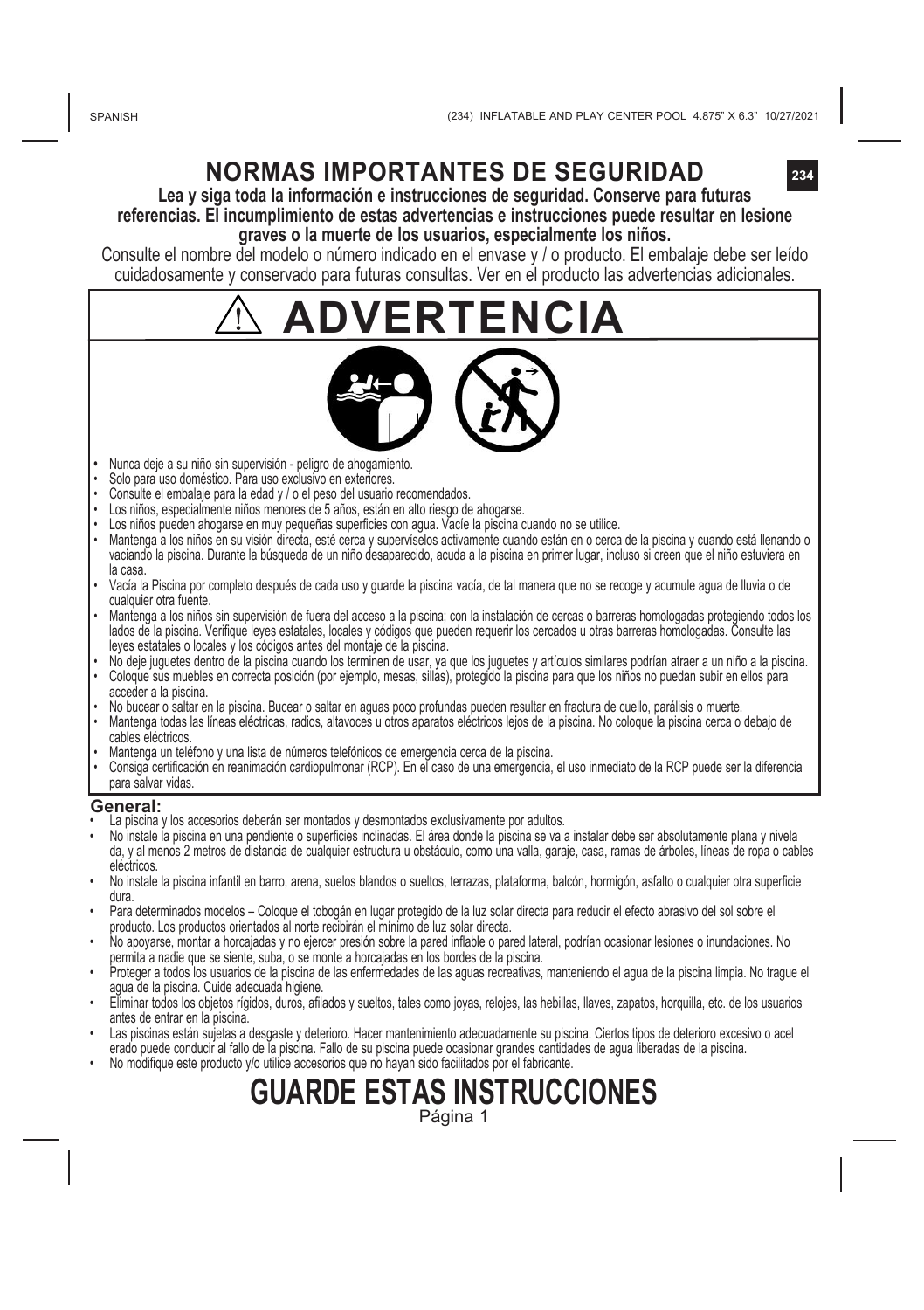# NORMAS IMPORTANTES DE SEGURIDAD

**Lea y siga toda la información e instrucciones de seguridad. Conserve para futuras referencias. El incumplimiento de estas advertencias e instrucciones puede resultar en lesione graves o la muerte de los usuarios, especialmente los niños.**

Consulte el nombre del modelo o número indicado en el envase y / o producto. El embalaje debe ser leído cuidadosamente y conservado para futuras consultas. Ver en el producto las advertencias adicionales.

## ⚠ ADVERTENCIA

- Nunca deje a su niño sin supervisión - peligro de ahogamiento.
- Solo para uso doméstico. Para uso exclusivo en exteriores.
- Consulte el embalaje para la edad y / o el peso del usuario recomendados.
- Los niños, especialmente niños menores de 5 años, están en alto riesgo de ahogarse.
- Los niños pueden ahogarse en muy pequeñas superficies con agua. Vacíe la piscina cuando no se utilice.
- Mantenga a los niños en su visión directa, esté cerca y supervíselos activamente cuando están en o cerca de la piscina y cuando está llenando o vaciando la piscina. Durante la búsqueda de un niño desaparecido, acuda a la piscina en primer lugar, incluso si creen que el niño estuviera en la casa.
- Vacía la Piscina por completo después de cada uso y guarde la piscina vacía, de tal manera que no se recoge y acumule agua de lluvia o de cualquier otra fuente.
- Mantenga a los niños sin supervisión de fuera del acceso a la piscina; con la instalación de cercas o barreras homologadas protegiendo todos los lados de la piscina. Verifique leyes estatales, locales y códigos que pueden requerir los cercados u otras barreras homologadas. Consulte las leyes estatales o locales y los códigos antes del montaje de la piscina.
- No deje juguetes dentro de la piscina cuando los terminen de usar, ya que los juguetes y artículos similares podrían atraer a un niño a la piscina.
- Coloque sus muebles en correcta posición (por ejemplo, mesas, sillas), protegido la piscina para que los niños no puedan subir en ellos para acceder a la piscina.
- No bucear o saltar en la piscina. Bucear o saltar en aguas poco profundas pueden resultar en fractura de cuello, parálisis o muerte.
- Mantenga todas las líneas eléctricas, radios, altavoces u otros aparatos eléctricos lejos de la piscina. No coloque la piscina cerca o debajo de cables eléctricos.
- Mantenga un teléfono y una lista de números telefónicos de emergencia cerca de la piscina.
- Consiga certificación en reanimación cardiopulmonar (RCP). En el caso de una emergencia, el uso inmediato de la RCP puede ser la diferencia para salvar vidas.

### General:

- La piscina y los accesorios deberán ser montados y desmontados exclusivamente por adultos.
- No instale la piscina en una pendiente o superficies inclinadas. El área donde la piscina se va a instalar debe ser absolutamente plana y nivela da, y al menos 2 metros de distancia de cualquier estructura u obstáculo, como una valla, garaje, casa, ramas de árboles, líneas de ropa o cables eléctricos.
- No instale la piscina infantil en barro, arena, suelos blandos o sueltos, terrazas, plataforma, balcón, hormigón, asfalto o cualquier otra superficie dura.
- Para determinados modelos – Coloque el tobogán en lugar protegido de la luz solar directa para reducir el efecto abrasivo del sol sobre el producto. Los productos orientados al norte recibirán el mínimo de luz solar directa.
- No apoyarse, montar a horcajadas y no ejercer presión sobre la pared inflable o pared lateral, podrían ocasionar lesiones o inundaciones. No permita a nadie que se siente, suba, o se monte a horcajadas en los bordes de la piscina.
- Proteger a todos los usuarios de la piscina de las enfermedades de las aguas recreativas, manteniendo el agua de la piscina limpia. No trague el agua de la piscina. Cuide adecuada higiene.
- Eliminar todos los objetos rígidos, duros, afilados y sueltos, tales como joyas, relojes, las hebillas, llaves, zapatos, horquilla, etc. de los usuarios antes de entrar en la piscina.
- Las piscinas están sujetas a desgaste y deterioro. Hacer mantenimiento adecuadamente su piscina. Ciertos tipos de deterioro excesivo o acel erado puede conducir al fallo de la piscina. Fallo de su piscina puede ocasionar grandes cantidades de agua liberadas de la piscina.
- No modifique este producto y/o utilice accesorios que no hayan sido facilitados por el fabricante.

# GUARDE ESTAS INSTRUCCIONES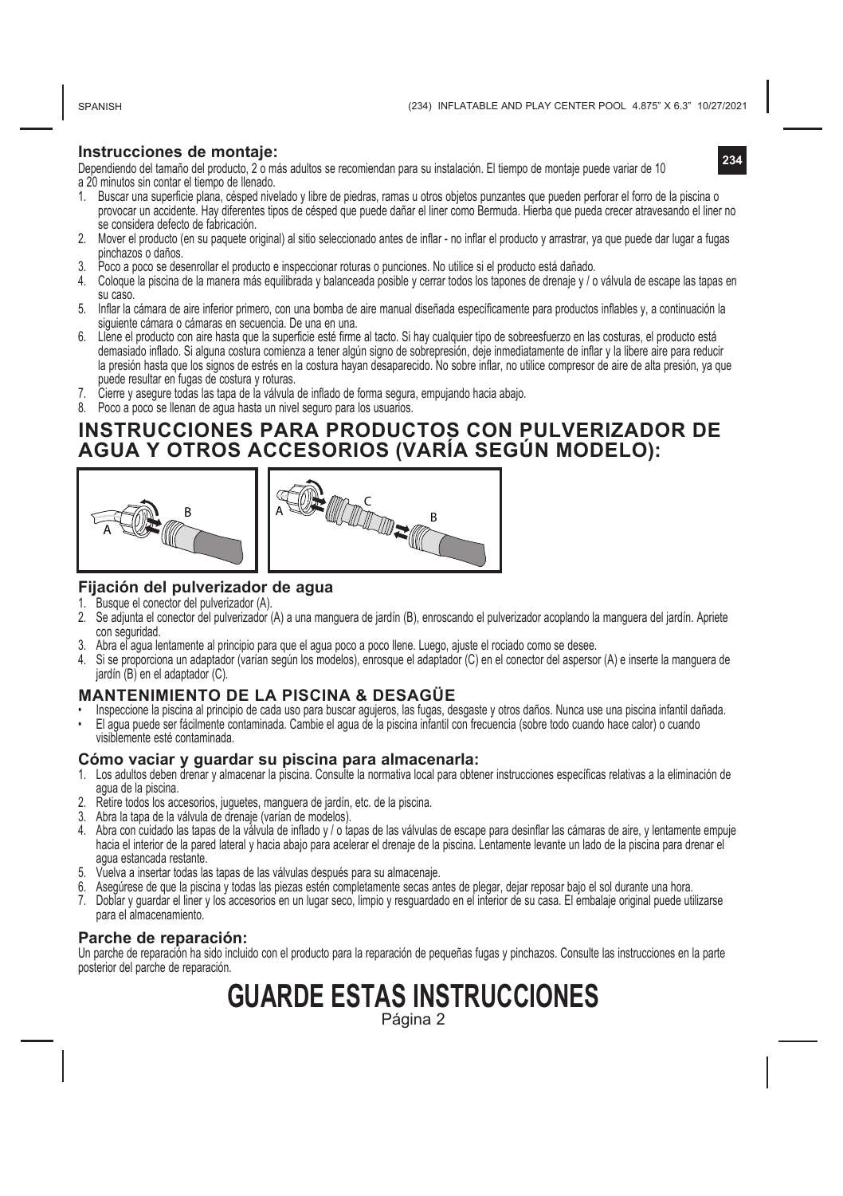## Instrucciones de montaje:

Dependiendo del tamaño del producto, 2 o más adultos se recomiendan para su instalación. El tiempo de montaje puede variar de 10 a 20 minutos sin contar el tiempo de llenado.

1. Buscar una superficie plana, césped nivelado y libre de piedras, ramas u otros objetos punzantes que pueden perforar el forro de la piscina o provocar un accidente. Hay diferentes tipos de césped que puede dañar el liner como Bermuda. Hierba que pueda crecer atravesando el liner no se considera defecto de fabricación.
2. Mover el producto (en su paquete original) al sitio seleccionado antes de inflar - no inflar el producto y arrastrar, ya que puede dar lugar a fugas pinchazos o daños.
3. Poco a poco se desenrollar el producto e inspeccionar roturas o punciones. No utilice si el producto está dañado.
4. Coloque la piscina de la manera más equilibrada y balanceada posible y cerrar todos los tapones de drenaje y / o válvula de escape las tapas en su caso.
5. Inflar la cámara de aire inferior primero, con una bomba de aire manual diseñada específicamente para productos inflables y, a continuación la siguiente cámara o cámaras en secuencia. De una en una.
6. Llene el producto con aire hasta que la superficie esté firme al tacto. Si hay cualquier tipo de sobreesfuerzo en las costuras, el producto está demasiado inflado. Si alguna costura comienza a tener algún signo de sobrepresión, deje inmediatamente de inflar y la libere aire para reducir la presión hasta que los signos de estrés en la costura hayan desaparecido. No sobre inflar, no utilice compresor de aire de alta presión, ya que puede resultar en fugas de costura y roturas.
7. Cierre y asegure todas las tapa de la válvula de inflado de forma segura, empujando hacia abajo.
8. Poco a poco se llenan de agua hasta un nivel seguro para los usuarios.

# INSTRUCCIONES PARA PRODUCTOS CON PULVERIZADOR DE AGUA Y OTROS ACCESORIOS (VARÍA SEGÚN MODELO):

A B

A C B

## Fijación del pulverizador de agua

1. Busque el conector del pulverizador (A).
2. Se adjunta el conector del pulverizador (A) a una manguera de jardín (B), enroscando el pulverizador acoplando la manguera del jardín. Apriete con seguridad.
3. Abra el agua lentamente al principio para que el agua poco a poco llene. Luego, ajuste el rociado como se desee.
4. Si se proporciona un adaptador (varían según los modelos), enrosque el adaptador (C) en el conector del aspersor (A) e inserte la manguera de jardín (B) en el adaptador (C).

## MANTENIMIENTO DE LA PISCINA & DESAGÜE

- Inspeccione la piscina al principio de cada uso para buscar agujeros, las fugas, desgaste y otros daños. Nunca use una piscina infantil dañada.
- El agua puede ser fácilmente contaminada. Cambie el agua de la piscina infantil con frecuencia (sobre todo cuando hace calor) o cuando visiblemente esté contaminada.

## Cómo vaciar y guardar su piscina para almacenarla:

1. Los adultos deben drenar y almacenar la piscina. Consulte la normativa local para obtener instrucciones específicas relativas a la eliminación de agua de la piscina.
2. Retire todos los accesorios, juguetes, manguera de jardín, etc. de la piscina.
3. Abra la tapa de la válvula de drenaje (varían de modelos).
4. Abra con cuidado las tapas de la válvula de inflado y / o tapas de las válvulas de escape para desinflar las cámaras de aire, y lentamente empuje hacia el interior de la pared lateral y hacia abajo para acelerar el drenaje de la piscina. Lentamente levante un lado de la piscina para drenar el agua estancada restante.
5. Vuelva a insertar todas las tapas de las válvulas después para su almacenaje.
6. Asegúrese de que la piscina y todas las piezas estén completamente secas antes de plegar, dejar reposar bajo el sol durante una hora.
7. Doblar y guardar el liner y los accesorios en un lugar seco, limpio y resguardado en el interior de su casa. El embalaje original puede utilizarse para el almacenamiento.

## Parche de reparación:

Un parche de reparación ha sido incluido con el producto para la reparación de pequeñas fugas y pinchazos. Consulte las instrucciones en la parte posterior del parche de reparación.

# GUARDE ESTAS INSTRUCCIONES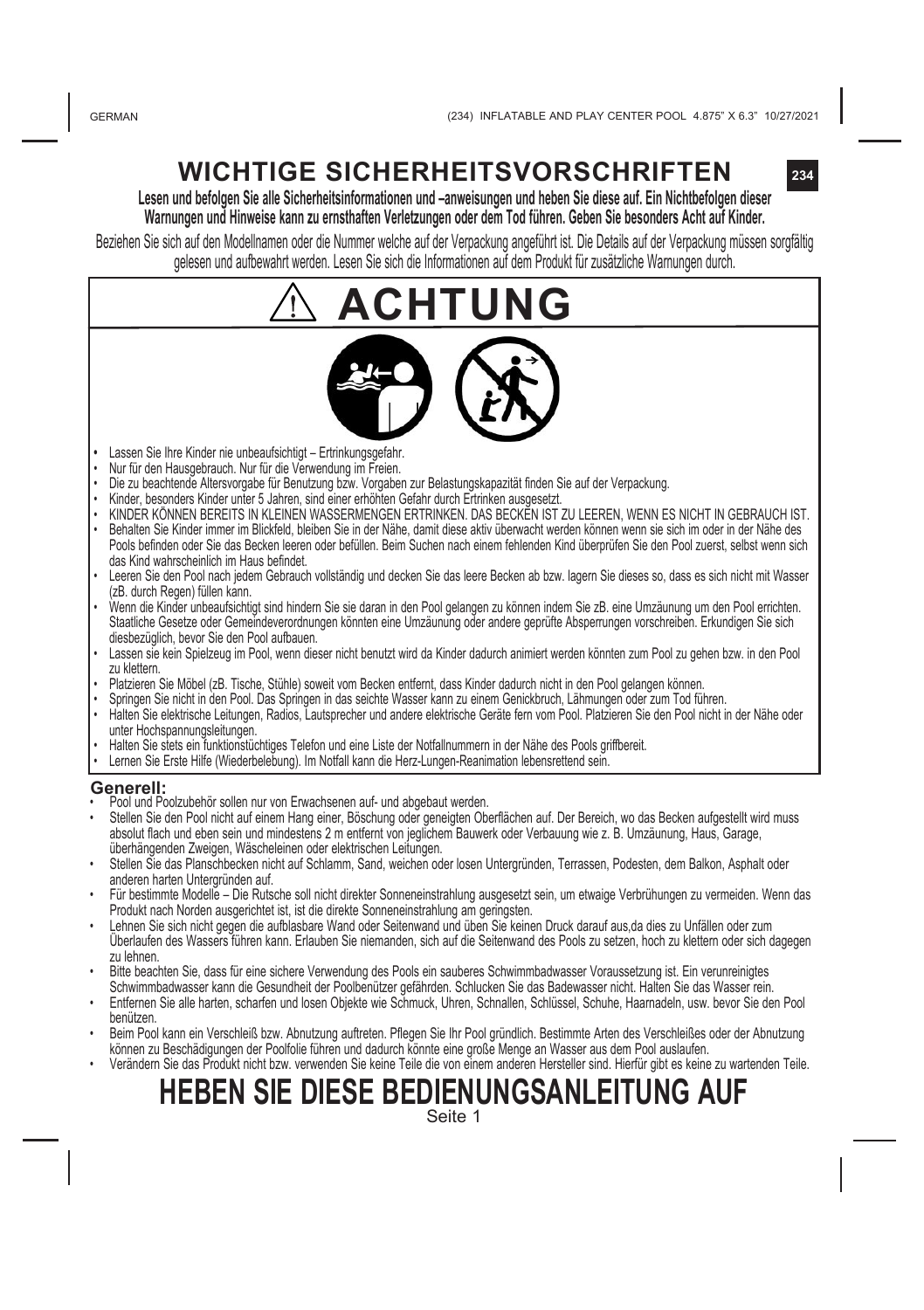# WICHTIGE SICHERHEITSVORSCHRIFTEN

**Lesen und befolgen Sie alle Sicherheitsinformationen und –anweisungen und heben Sie diese auf. Ein Nichtbefolgen dieser Warnungen und Hinweise kann zu ernsthaften Verletzungen oder dem Tod führen. Geben Sie besonders Acht auf Kinder.**

Beziehen Sie sich auf den Modellnamen oder die Nummer welche auf der Verpackung angeführt ist. Die Details auf der Verpackung müssen sorgfältig gelesen und aufbewahrt werden. Lesen Sie sich die Informationen auf dem Produkt für zusätzliche Warnungen durch.

## ⚠ ACHTUNG

- Lassen Sie Ihre Kinder nie unbeaufsichtigt – Ertrinkungsgefahr.
- Nur für den Hausgebrauch. Nur für die Verwendung im Freien.
- Die zu beachtende Altersvorgabe für Benutzung bzw. Vorgaben zur Belastungskapazität finden Sie auf der Verpackung.
- Kinder, besonders Kinder unter 5 Jahren, sind einer erhöhten Gefahr durch Ertrinken ausgesetzt.
- KINDER KÖNNEN BEREITS IN KLEINEN WASSERMENGEN ERTRINKEN. DAS BECKEN IST ZU LEEREN, WENN ES NICHT IN GEBRAUCH IST.
- Behalten Sie Kinder immer im Blickfeld, bleiben Sie in der Nähe, damit diese aktiv überwacht werden können wenn sie sich im oder in der Nähe des Pools befinden oder Sie das Becken leeren oder befüllen. Beim Suchen nach einem fehlenden Kind überprüfen Sie den Pool zuerst, selbst wenn sich das Kind wahrscheinlich im Haus befindet.
- Leeren Sie den Pool nach jedem Gebrauch vollständig und decken Sie das leere Becken ab bzw. lagern Sie dieses so, dass es sich nicht mit Wasser (zB. durch Regen) füllen kann.
- Wenn die Kinder unbeaufsichtigt sind hindern Sie sie daran in den Pool gelangen zu können indem Sie zB. eine Umzäunung um den Pool errichten. Staatliche Gesetze oder Gemeindeverordnungen könnten eine Umzäunung oder andere geprüfte Absperrungen vorschreiben. Erkundigen Sie sich diesbezüglich, bevor Sie den Pool aufbauen.
- Lassen sie kein Spielzeug im Pool, wenn dieser nicht benutzt wird da Kinder dadurch animiert werden könnten zum Pool zu gehen bzw. in den Pool zu klettern.
- Platzieren Sie Möbel (zB. Tische, Stühle) soweit vom Becken entfernt, dass Kinder dadurch nicht in den Pool gelangen können.
- Springen Sie nicht in den Pool. Das Springen in das seichte Wasser kann zu einem Genickbruch, Lähmungen oder zum Tod führen.
- Halten Sie elektrische Leitungen, Radios, Lautsprecher und andere elektrische Geräte fern vom Pool. Platzieren Sie den Pool nicht in der Nähe oder unter Hochspannungsleitungen.
- Halten Sie stets ein funktionstüchtiges Telefon und eine Liste der Notfallnummern in der Nähe des Pools griffbereit.
- Lernen Sie Erste Hilfe (Wiederbelebung). Im Notfall kann die Herz-Lungen-Reanimation lebensrettend sein.

### Generell:

- Pool und Poolzubehör sollen nur von Erwachsenen auf- und abgebaut werden.
- Stellen Sie den Pool nicht auf einem Hang einer, Böschung oder geneigten Oberflächen auf. Der Bereich, wo das Becken aufgestellt wird muss absolut flach und eben sein und mindestens 2 m entfernt von jeglichem Bauwerk oder Verbauung wie z. B. Umzäunung, Haus, Garage, überhängenden Zweigen, Wäscheleinen oder elektrischen Leitungen.
- Stellen Sie das Planschbecken nicht auf Schlamm, Sand, weichen oder losen Untergründen, Terrassen, Podesten, dem Balkon, Asphalt oder anderen harten Untergründen auf.
- Für bestimmte Modelle – Die Rutsche soll nicht direkter Sonneneinstrahlung ausgesetzt sein, um etwaige Verbrühungen zu vermeiden. Wenn das Produkt nach Norden ausgerichtet ist, ist die direkte Sonneneinstrahlung am geringsten.
- Lehnen Sie sich nicht gegen die aufblasbare Wand oder Seitenwand und üben Sie keinen Druck darauf aus,da dies zu Unfällen oder zum Überlaufen des Wassers führen kann. Erlauben Sie niemanden, sich auf die Seitenwand des Pools zu setzen, hoch zu klettern oder sich dagegen zu lehnen.
- Bitte beachten Sie, dass für eine sichere Verwendung des Pools ein sauberes Schwimmbadwasser Voraussetzung ist. Ein verunreinigtes Schwimmbadwasser kann die Gesundheit der Poolbenützer gefährden. Schlucken Sie das Badewasser nicht. Halten Sie das Wasser rein.
- Entfernen Sie alle harten, scharfen und losen Objekte wie Schmuck, Uhren, Schnallen, Schlüssel, Schuhe, Haarnadeln, usw. bevor Sie den Pool benützen.
- Beim Pool kann ein Verschleiß bzw. Abnutzung auftreten. Pflegen Sie Ihr Pool gründlich. Bestimmte Arten des Verschleißes oder der Abnutzung können zu Beschädigungen der Poolfolie führen und dadurch könnte eine große Menge an Wasser aus dem Pool auslaufen.
- Verändern Sie das Produkt nicht bzw. verwenden Sie keine Teile die von einem anderen Hersteller sind. Hierfür gibt es keine zu wartenden Teile.

## HEBEN SIE DIESE BEDIENUNGSANLEITUNG AUF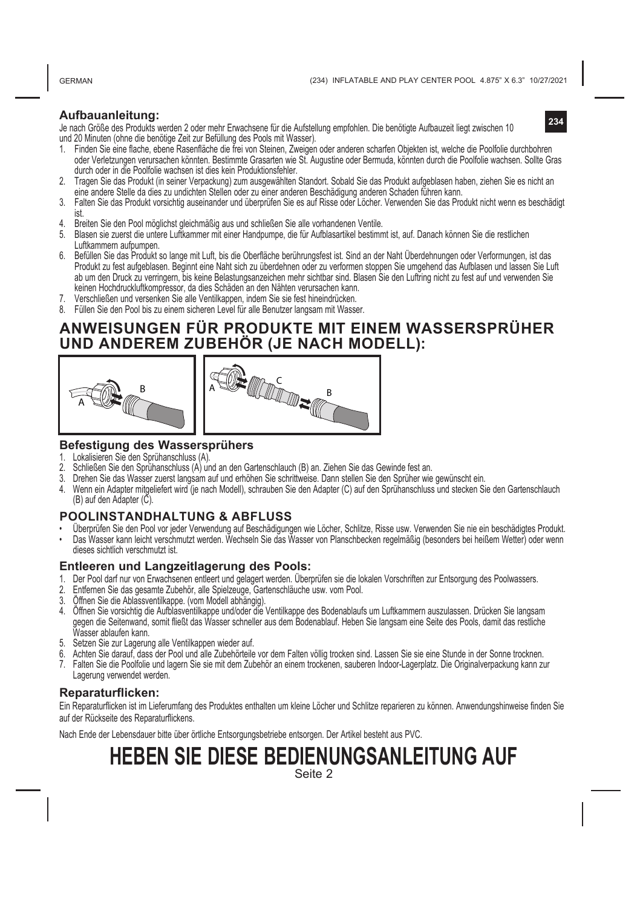## Aufbauanleitung:

Je nach Größe des Produkts werden 2 oder mehr Erwachsene für die Aufstellung empfohlen. Die benötigte Aufbauzeit liegt zwischen 10 und 20 Minuten (ohne die benötige Zeit zur Befüllung des Pools mit Wasser).

1. Finden Sie eine flache, ebene Rasenfläche die frei von Steinen, Zweigen oder anderen scharfen Objekten ist, welche die Poolfolie durchbohren oder Verletzungen verursachen könnten. Bestimmte Grasarten wie St. Augustine oder Bermuda, könnten durch die Poolfolie wachsen. Sollte Gras durch oder in die Poolfolie wachsen ist dies kein Produktionsfehler.
2. Tragen Sie das Produkt (in seiner Verpackung) zum ausgewählten Standort. Sobald Sie das Produkt aufgeblasen haben, ziehen Sie es nicht an eine andere Stelle da dies zu undichten Stellen oder zu einer anderen Beschädigung anderen Schaden führen kann.
3. Falten Sie das Produkt vorsichtig auseinander und überprüfen Sie es auf Risse oder Löcher. Verwenden Sie das Produkt nicht wenn es beschädigt ist.
4. Breiten Sie den Pool möglichst gleichmäßig aus und schließen Sie alle vorhandenen Ventile.
5. Blasen sie zuerst die untere Luftkammer mit einer Handpumpe, die für Aufblasartikel bestimmt ist, auf. Danach können Sie die restlichen Luftkammern aufpumpen.
6. Befüllen Sie das Produkt so lange mit Luft, bis die Oberfläche berührungsfest ist. Sind an der Naht Überdehnungen oder Verformungen, ist das Produkt zu fest aufgeblasen. Beginnt eine Naht sich zu überdehnen oder zu verformen stoppen Sie umgehend das Aufblasen und lassen Sie Luft ab um den Druck zu verringern, bis keine Belastungsanzeichen mehr sichtbar sind. Blasen Sie den Luftring nicht zu fest auf und verwenden Sie keinen Hochdruckluftkompressor, da dies Schäden an den Nähten verursachen kann.
7. Verschließen und versenken Sie alle Ventilkappen, indem Sie sie fest hineindrücken.
8. Füllen Sie den Pool bis zu einem sicheren Level für alle Benutzer langsam mit Wasser.

# ANWEISUNGEN FÜR PRODUKTE MIT EINEM WASSERSPRÜHER UND ANDEREM ZUBEHÖR (JE NACH MODELL):

## Befestigung des Wassersprühers

1. Lokalisieren Sie den Sprühanschluss (A).
2. Schließen Sie den Sprühanschluss (A) und an den Gartenschlauch (B) an. Ziehen Sie das Gewinde fest an.
3. Drehen Sie das Wasser zuerst langsam auf und erhöhen Sie schrittweise. Dann stellen Sie den Sprüher wie gewünscht ein.
4. Wenn ein Adapter mitgeliefert wird (je nach Modell), schrauben Sie den Adapter (C) auf den Sprühanschluss und stecken Sie den Gartenschlauch (B) auf den Adapter (C).

## POOLINSTANDHALTUNG & ABFLUSS

- Überprüfen Sie den Pool vor jeder Verwendung auf Beschädigungen wie Löcher, Schlitze, Risse usw. Verwenden Sie nie ein beschädigtes Produkt.
- Das Wasser kann leicht verschmutzt werden. Wechseln Sie das Wasser von Planschbecken regelmäßig (besonders bei heißem Wetter) oder wenn dieses sichtlich verschmutzt ist.

## Entleeren und Langzeitlagerung des Pools:

1. Der Pool darf nur von Erwachsenen entleert und gelagert werden. Überprüfen sie die lokalen Vorschriften zur Entsorgung des Poolwassers.
2. Entfernen Sie das gesamte Zubehör, alle Spielzeuge, Gartenschläuche usw. vom Pool.
3. Öffnen Sie die Ablassventilkappe. (vom Modell abhängig).
4. Öffnen Sie vorsichtig die Aufblasventilkappe und/oder die Ventilkappe des Bodenablaufs um Luftkammern auszulassen. Drücken Sie langsam gegen die Seitenwand, somit fließt das Wasser schneller aus dem Bodenablauf. Heben Sie langsam eine Seite des Pools, damit das restliche Wasser ablaufen kann.
5. Setzen Sie zur Lagerung alle Ventilkappen wieder auf.
6. Achten Sie darauf, dass der Pool und alle Zubehörteile vor dem Falten völlig trocken sind. Lassen Sie sie eine Stunde in der Sonne trocknen.
7. Falten Sie die Poolfolie und lagern Sie sie mit dem Zubehör an einem trockenen, sauberen Indoor-Lagerplatz. Die Originalverpackung kann zur Lagerung verwendet werden.

## Reparaturflicken:

Ein Reparaturflicken ist im Lieferumfang des Produktes enthalten um kleine Löcher und Schlitze reparieren zu können. Anwendungshinweise finden Sie auf der Rückseite des Reparaturflickens.

Nach Ende der Lebensdauer bitte über örtliche Entsorgungsbetriebe entsorgen. Der Artikel besteht aus PVC.

# HEBEN SIE DIESE BEDIENUNGSANLEITUNG AUF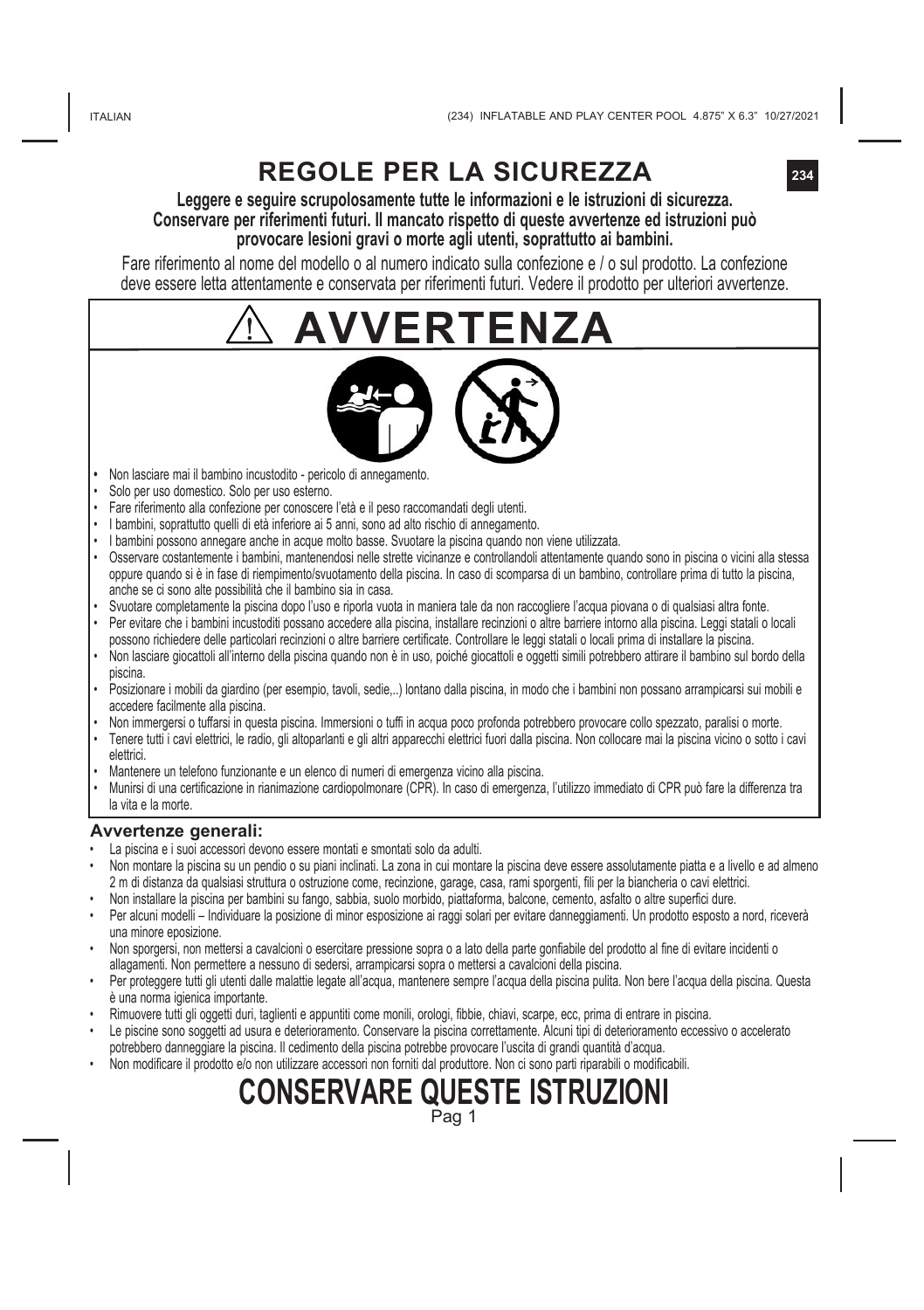# REGOLE PER LA SICUREZZA

**Leggere e seguire scrupolosamente tutte le informazioni e le istruzioni di sicurezza. Conservare per riferimenti futuri. Il mancato rispetto di queste avvertenze ed istruzioni può provocare lesioni gravi o morte agli utenti, soprattutto ai bambini.**

Fare riferimento al nome del modello o al numero indicato sulla confezione e / o sul prodotto. La confezione deve essere letta attentamente e conservata per riferimenti futuri. Vedere il prodotto per ulteriori avvertenze.

## ⚠ AVVERTENZA

- Non lasciare mai il bambino incustodito - pericolo di annegamento.
- Solo per uso domestico. Solo per uso esterno.
- Fare riferimento alla confezione per conoscere l'età e il peso raccomandati degli utenti.
- I bambini, soprattutto quelli di età inferiore ai 5 anni, sono ad alto rischio di annegamento.
- I bambini possono annegare anche in acque molto basse. Svuotare la piscina quando non viene utilizzata.
- Osservare costantemente i bambini, mantenendosi nelle strette vicinanze e controllandoli attentamente quando sono in piscina o vicini alla stessa oppure quando si è in fase di riempimento/svuotamento della piscina. In caso di scomparsa di un bambino, controllare prima di tutto la piscina, anche se ci sono alte possibilità che il bambino sia in casa.
- Svuotare completamente la piscina dopo l'uso e riporla vuota in maniera tale da non raccogliere l'acqua piovana o di qualsiasi altra fonte.
- Per evitare che i bambini incustoditi possano accedere alla piscina, installare recinzioni o altre barriere intorno alla piscina. Leggi statali o locali possono richiedere delle particolari recinzioni o altre barriere certificate. Controllare le leggi statali o locali prima di installare la piscina.
- Non lasciare giocattoli all'interno della piscina quando non è in uso, poiché giocattoli e oggetti simili potrebbero attirare il bambino sul bordo della piscina.
- Posizionare i mobili da giardino (per esempio, tavoli, sedie,..) lontano dalla piscina, in modo che i bambini non possano arrampicarsi sui mobili e accedere facilmente alla piscina.
- Non immergersi o tuffarsi in questa piscina. Immersioni o tuffi in acqua poco profonda potrebbero provocare collo spezzato, paralisi o morte.
- Tenere tutti i cavi elettrici, le radio, gli altoparlanti e gli altri apparecchi elettrici fuori dalla piscina. Non collocare mai la piscina vicino o sotto i cavi elettrici.
- Mantenere un telefono funzionante e un elenco di numeri di emergenza vicino alla piscina.
- Munirsi di una certificazione in rianimazione cardiopolmonare (CPR). In caso di emergenza, l'utilizzo immediato di CPR può fare la differenza tra la vita e la morte.

### Avvertenze generali:

- La piscina e i suoi accessori devono essere montati e smontati solo da adulti.
- Non montare la piscina su un pendio o su piani inclinati. La zona in cui montare la piscina deve essere assolutamente piatta e a livello e ad almeno 2 m di distanza da qualsiasi struttura o ostruzione come, recinzione, garage, casa, rami sporgenti, fili per la biancheria o cavi elettrici.
- Non installare la piscina per bambini su fango, sabbia, suolo morbido, piattaforma, balcone, cemento, asfalto o altre superfici dure.
- Per alcuni modelli – Individuare la posizione di minor esposizione ai raggi solari per evitare danneggiamenti. Un prodotto esposto a nord, riceverà una minore eposizione.
- Non sporgersi, non mettersi a cavalcioni o esercitare pressione sopra o a lato della parte gonfiabile del prodotto al fine di evitare incidenti o allagamenti. Non permettere a nessuno di sedersi, arrampicarsi sopra o mettersi a cavalcioni della piscina.
- Per proteggere tutti gli utenti dalle malattie legate all'acqua, mantenere sempre l'acqua della piscina pulita. Non bere l'acqua della piscina. Questa è una norma igienica importante.
- Rimuovere tutti gli oggetti duri, taglienti e appuntiti come monili, orologi, fibbie, chiavi, scarpe, ecc, prima di entrare in piscina.
- Le piscine sono soggetti ad usura e deterioramento. Conservare la piscina correttamente. Alcuni tipi di deterioramento eccessivo o accelerato potrebbero danneggiare la piscina. Il cedimento della piscina potrebbe provocare l'uscita di grandi quantità d'acqua.
- Non modificare il prodotto e/o non utilizzare accessori non forniti dal produttore. Non ci sono parti riparabili o modificabili.

# CONSERVARE QUESTE ISTRUZIONI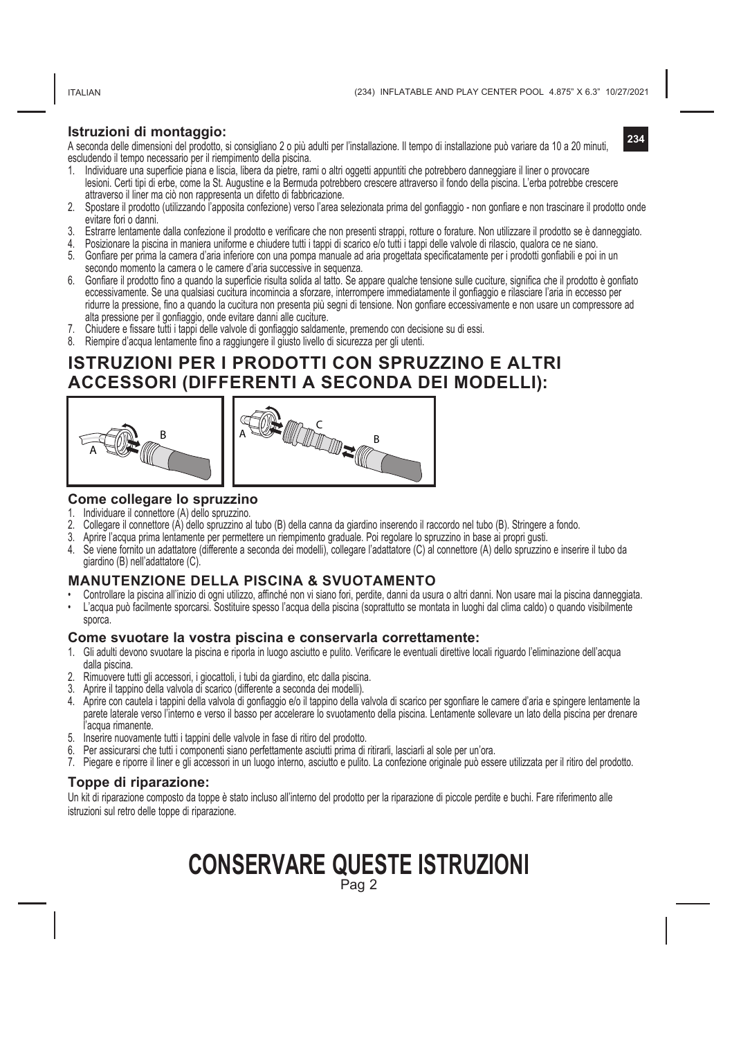## Istruzioni di montaggio:

A seconda delle dimensioni del prodotto, si consigliano 2 o più adulti per l'installazione. Il tempo di installazione può variare da 10 a 20 minuti, escludendo il tempo necessario per il riempimento della piscina.

1. Individuare una superficie piana e liscia, libera da pietre, rami o altri oggetti appuntiti che potrebbero danneggiare il liner o provocare lesioni. Certi tipi di erbe, come la St. Augustine e la Bermuda potrebbero crescere attraverso il fondo della piscina. L'erba potrebbe crescere attraverso il liner ma ciò non rappresenta un difetto di fabbricazione.
2. Spostare il prodotto (utilizzando l'apposita confezione) verso l'area selezionata prima del gonfiaggio - non gonfiare e non trascinare il prodotto onde evitare fori o danni.
3. Estrarre lentamente dalla confezione il prodotto e verificare che non presenti strappi, rotture o forature. Non utilizzare il prodotto se è danneggiato.
4. Posizionare la piscina in maniera uniforme e chiudere tutti i tappi di scarico e/o tutti i tappi delle valvole di rilascio, qualora ce ne siano.
5. Gonfiare per prima la camera d'aria inferiore con una pompa manuale ad aria progettata specificatamente per i prodotti gonfiabili e poi in un secondo momento la camera o le camere d'aria successive in sequenza.
6. Gonfiare il prodotto fino a quando la superficie risulta solida al tatto. Se appare qualche tensione sulle cuciture, significa che il prodotto è gonfiato eccessivamente. Se una qualsiasi cucitura incomincia a sforzare, interrompere immediatamente il gonfiaggio e rilasciare l'aria in eccesso per ridurre la pressione, fino a quando la cucitura non presenta più segni di tensione. Non gonfiare eccessivamente e non usare un compressore ad alta pressione per il gonfiaggio, onde evitare danni alle cuciture.
7. Chiudere e fissare tutti i tappi delle valvole di gonfiaggio saldamente, premendo con decisione su di essi.
8. Riempire d'acqua lentamente fino a raggiungere il giusto livello di sicurezza per gli utenti.

# ISTRUZIONI PER I PRODOTTI CON SPRUZZINO E ALTRI ACCESSORI (DIFFERENTI A SECONDA DEI MODELLI):

### Come collegare lo spruzzino

1. Individuare il connettore (A) dello spruzzino.
2. Collegare il connettore (A) dello spruzzino al tubo (B) della canna da giardino inserendo il raccordo nel tubo (B). Stringere a fondo.
3. Aprire l'acqua prima lentamente per permettere un riempimento graduale. Poi regolare lo spruzzino in base ai propri gusti.
4. Se viene fornito un adattatore (differente a seconda dei modelli), collegare l'adattatore (C) al connettore (A) dello spruzzino e inserire il tubo da giardino (B) nell'adattatore (C).

## MANUTENZIONE DELLA PISCINA & SVUOTAMENTO

- Controllare la piscina all'inizio di ogni utilizzo, affinché non vi siano fori, perdite, danni da usura o altri danni. Non usare mai la piscina danneggiata.
- L'acqua può facilmente sporcarsi. Sostituire spesso l'acqua della piscina (soprattutto se montata in luoghi dal clima caldo) o quando visibilmente sporca.

### Come svuotare la vostra piscina e conservarla correttamente:

1. Gli adulti devono svuotare la piscina e riporla in luogo asciutto e pulito. Verificare le eventuali direttive locali riguardo l'eliminazione dell'acqua dalla piscina.
2. Rimuovere tutti gli accessori, i giocattoli, i tubi da giardino, etc dalla piscina.
3. Aprire il tappino della valvola di scarico (differente a seconda dei modelli).
4. Aprire con cautela i tappini della valvola di gonfiaggio e/o il tappino della valvola di scarico per sgonfiare le camere d'aria e spingere lentamente la parete laterale verso l'interno e verso il basso per accelerare lo svuotamento della piscina. Lentamente sollevare un lato della piscina per drenare l'acqua rimanente.
5. Inserire nuovamente tutti i tappini delle valvole in fase di ritiro del prodotto.
6. Per assicurarsi che tutti i componenti siano perfettamente asciutti prima di ritirarli, lasciarli al sole per un'ora.
7. Piegare e riporre il liner e gli accessori in un luogo interno, asciutto e pulito. La confezione originale può essere utilizzata per il ritiro del prodotto.

### Toppe di riparazione:

Un kit di riparazione composto da toppe è stato incluso all'interno del prodotto per la riparazione di piccole perdite e buchi. Fare riferimento alle istruzioni sul retro delle toppe di riparazione.

# CONSERVARE QUESTE ISTRUZIONI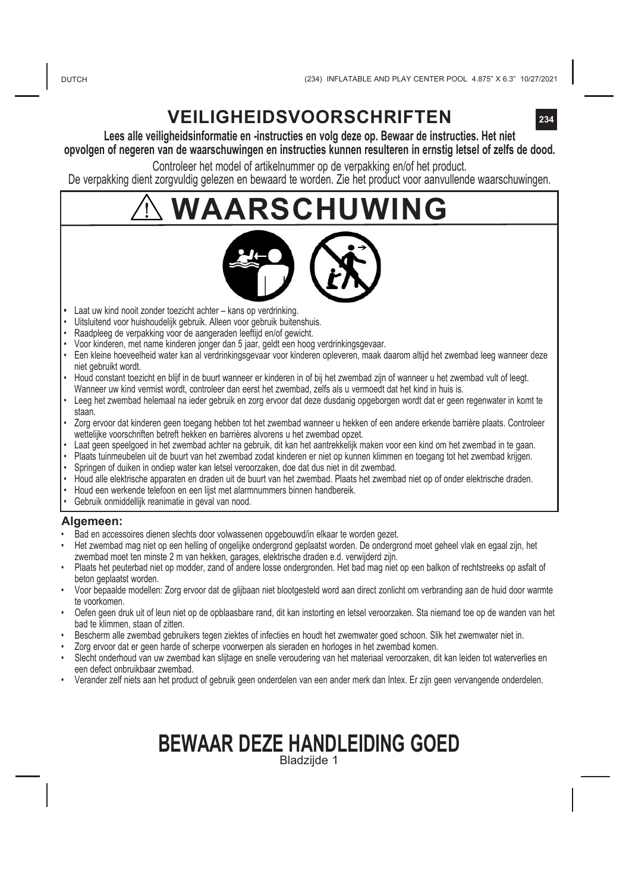# VEILIGHEIDSVOORSCHRIFTEN

**Lees alle veiligheidsinformatie en -instructies en volg deze op. Bewaar de instructies. Het niet opvolgen of negeren van de waarschuwingen en instructies kunnen resulteren in ernstig letsel of zelfs de dood.**

Controleer het model of artikelnummer op de verpakking en/of het product.

De verpakking dient zorgvuldig gelezen en bewaard te worden. Zie het product voor aanvullende waarschuwingen.

## ⚠ WAARSCHUWING

- Laat uw kind nooit zonder toezicht achter – kans op verdrinking.
- Uitsluitend voor huishoudelijk gebruik. Alleen voor gebruik buitenshuis.
- Raadpleeg de verpakking voor de aangeraden leeftijd en/of gewicht.
- Voor kinderen, met name kinderen jonger dan 5 jaar, geldt een hoog verdrinkingsgevaar.
- Een kleine hoeveelheid water kan al verdrinkingsgevaar voor kinderen opleveren, maak daarom altijd het zwembad leeg wanneer deze niet gebruikt wordt.
- Houd constant toezicht en blijf in de buurt wanneer er kinderen in of bij het zwembad zijn of wanneer u het zwembad vult of leegt. Wanneer uw kind vermist wordt, controleer dan eerst het zwembad, zelfs als u vermoedt dat het kind in huis is.
- Leeg het zwembad helemaal na ieder gebruik en zorg ervoor dat deze dusdanig opgeborgen wordt dat er geen regenwater in komt te staan.
- Zorg ervoor dat kinderen geen toegang hebben tot het zwembad wanneer u hekken of een andere erkende barrière plaats. Controleer wettelijke voorschriften betreft hekken en barrières alvorens u het zwembad opzet.
- Laat geen speelgoed in het zwembad achter na gebruik, dit kan het aantrekkelijk maken voor een kind om het zwembad in te gaan.
- Plaats tuinmeubelen uit de buurt van het zwembad zodat kinderen er niet op kunnen klimmen en toegang tot het zwembad krijgen.
- Springen of duiken in ondiep water kan letsel veroorzaken, doe dat dus niet in dit zwembad.
- Houd alle elektrische apparaten en draden uit de buurt van het zwembad. Plaats het zwembad niet op of onder elektrische draden.
- Houd een werkende telefoon en een lijst met alarmnummers binnen handbereik.
- Gebruik onmiddellijk reanimatie in geval van nood.

### Algemeen:

- Bad en accessoires dienen slechts door volwassenen opgebouwd/in elkaar te worden gezet.
- Het zwembad mag niet op een helling of ongelijke ondergrond geplaatst worden. De ondergrond moet geheel vlak en egaal zijn, het zwembad moet ten minste 2 m van hekken, garages, elektrische draden e.d. verwijderd zijn.
- Plaats het peuterbad niet op modder, zand of andere losse ondergronden. Het bad mag niet op een balkon of rechtstreeks op asfalt of beton geplaatst worden.
- Voor bepaalde modellen: Zorg ervoor dat de glijbaan niet blootgesteld word aan direct zonlicht om verbranding aan de huid door warmte te voorkomen.
- Oefen geen druk uit of leun niet op de opblaasbare rand, dit kan instorting en letsel veroorzaken. Sta niemand toe op de wanden van het bad te klimmen, staan of zitten.
- Bescherm alle zwembad gebruikers tegen ziektes of infecties en houdt het zwemwater goed schoon. Slik het zwemwater niet in.
- Zorg ervoor dat er geen harde of scherpe voorwerpen als sieraden en horloges in het zwembad komen.
- Slecht onderhoud van uw zwembad kan slijtage en snelle veroudering van het materiaal veroorzaken, dit kan leiden tot waterverlies en een defect onbruikbaar zwembad.
- Verander zelf niets aan het product of gebruik geen onderdelen van een ander merk dan Intex. Er zijn geen vervangende onderdelen.

**BEWAAR DEZE HANDLEIDING GOED**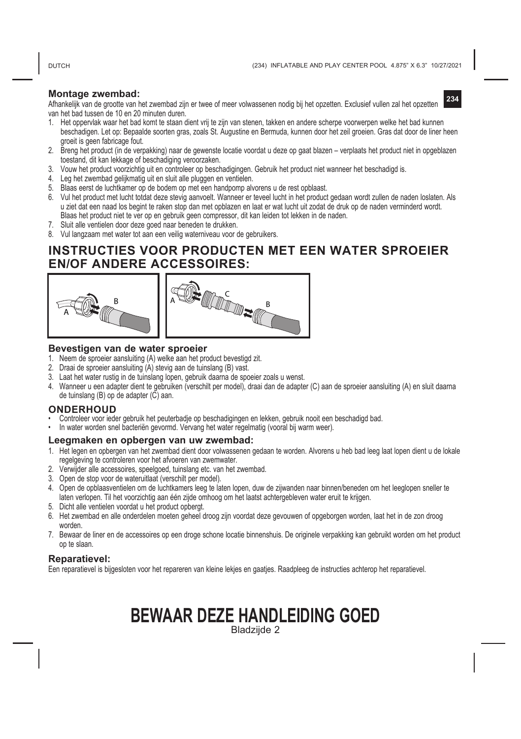## Montage zwembad:

Afhankelijk van de grootte van het zwembad zijn er twee of meer volwassenen nodig bij het opzetten. Exclusief vullen zal het opzetten van het bad tussen de 10 en 20 minuten duren.

1. Het oppervlak waar het bad komt te staan dient vrij te zijn van stenen, takken en andere scherpe voorwerpen welke het bad kunnen beschadigen. Let op: Bepaalde soorten gras, zoals St. Augustine en Bermuda, kunnen door het zeil groeien. Gras dat door de liner heen groeit is geen fabricage fout.
2. Breng het product (in de verpakking) naar de gewenste locatie voordat u deze op gaat blazen – verplaats het product niet in opgeblazen toestand, dit kan lekkage of beschadiging veroorzaken.
3. Vouw het product voorzichtig uit en controleer op beschadigingen. Gebruik het product niet wanneer het beschadigd is.
4. Leg het zwembad gelijkmatig uit en sluit alle pluggen en ventielen.
5. Blaas eerst de luchtkamer op de bodem op met een handpomp alvorens u de rest opblaast.
6. Vul het product met lucht totdat deze stevig aanvoelt. Wanneer er teveel lucht in het product gedaan wordt zullen de naden loslaten. Als u ziet dat een naad los begint te raken stop dan met opblazen en laat er wat lucht uit zodat de druk op de naden verminderd wordt. Blaas het product niet te ver op en gebruik geen compressor, dit kan leiden tot lekken in de naden.
7. Sluit alle ventielen door deze goed naar beneden te drukken.
8. Vul langzaam met water tot aan een veilig waterniveau voor de gebruikers.

# INSTRUCTIES VOOR PRODUCTEN MET EEN WATER SPROEIER EN/OF ANDERE ACCESSOIRES:

## Bevestigen van de water sproeier

1. Neem de sproeier aansluiting (A) welke aan het product bevestigd zit.
2. Draai de sproeier aansluiting (A) stevig aan de tuinslang (B) vast.
3. Laat het water rustig in de tuinslang lopen, gebruik daarna de spoeier zoals u wenst.
4. Wanneer u een adapter dient te gebruiken (verschilt per model), draai dan de adapter (C) aan de sproeier aansluiting (A) en sluit daarna de tuinslang (B) op de adapter (C) aan.

## ONDERHOUD

- Controleer voor ieder gebruik het peuterbadje op beschadigingen en lekken, gebruik nooit een beschadigd bad.
- In water worden snel bacteriën gevormd. Vervang het water regelmatig (vooral bij warm weer).

## Leegmaken en opbergen van uw zwembad:

1. Het legen en opbergen van het zwembad dient door volwassenen gedaan te worden. Alvorens u heb bad leeg laat lopen dient u de lokale regelgeving te controleren voor het afvoeren van zwemwater.
2. Verwijder alle accessoires, speelgoed, tuinslang etc. van het zwembad.
3. Open de stop voor de wateruitlaat (verschilt per model).
4. Open de opblaasventielen om de luchtkamers leeg te laten lopen, duw de zijwanden naar binnen/beneden om het leeglopen sneller te laten verlopen. Til het voorzichtig aan één zijde omhoog om het laatst achtergebleven water eruit te krijgen.
5. Dicht alle ventielen voordat u het product opbergt.
6. Het zwembad en alle onderdelen moeten geheel droog zijn voordat deze gevouwen of opgeborgen worden, laat het in de zon droog worden.
7. Bewaar de liner en de accessoires op een droge schone locatie binnenshuis. De originele verpakking kan gebruikt worden om het product op te slaan.

## Reparatievel:

Een reparatievel is bijgesloten voor het repareren van kleine lekjes en gaatjes. Raadpleeg de instructies achterop het reparatievel.

# BEWAAR DEZE HANDLEIDING GOED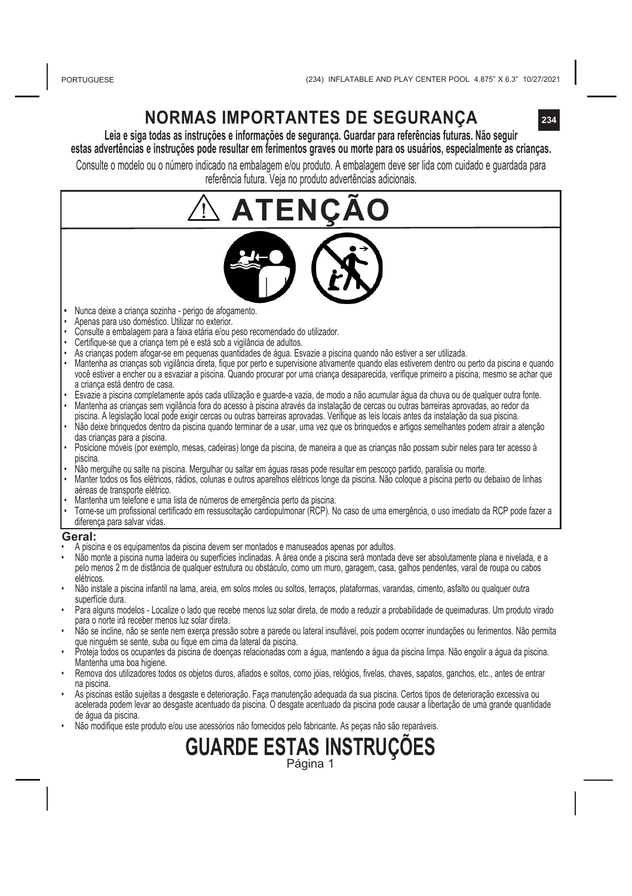# NORMAS IMPORTANTES DE SEGURANÇA

**Leia e siga todas as instruções e informações de segurança. Guardar para referências futuras. Não seguir estas advertências e instruções pode resultar em ferimentos graves ou morte para os usuários, especialmente as crianças.**

Consulte o modelo ou o número indicado na embalagem e/ou produto. A embalagem deve ser lida com cuidado e guardada para referência futura. Veja no produto advertências adicionais.

## ⚠ ATENÇÃO

- Nunca deixe a criança sozinha - perigo de afogamento.
- Apenas para uso doméstico. Utilizar no exterior.
- Consulte a embalagem para a faixa etária e/ou peso recomendado do utilizador.
- Certifique-se que a criança tem pé e está sob a vigilância de adultos.
- As crianças podem afogar-se em pequenas quantidades de água. Esvazie a piscina quando não estiver a ser utilizada.
- Mantenha as crianças sob vigilância direta, fique por perto e supervisione ativamente quando elas estiverem dentro ou perto da piscina e quando você estiver a encher ou a esvaziar a piscina. Quando procurar por uma criança desaparecida, verifique primeiro a piscina, mesmo se achar que a criança está dentro de casa.
- Esvazie a piscina completamente após cada utilização e guarde-a vazia, de modo a não acumular água da chuva ou de qualquer outra fonte.
- Mantenha as crianças sem vigilância fora do acesso à piscina através da instalação de cercas ou outras barreiras aprovadas, ao redor da piscina. A legislação local pode exigir cercas ou outras barreiras aprovadas. Verifique as leis locais antes da instalação da sua piscina.
- Não deixe brinquedos dentro da piscina quando terminar de a usar, uma vez que os brinquedos e artigos semelhantes podem atrair a atenção das crianças para a piscina.
- Posicione móveis (por exemplo, mesas, cadeiras) longe da piscina, de maneira a que as crianças não possam subir neles para ter acesso à piscina.
- Não mergulhe ou salte na piscina. Mergulhar ou saltar em águas rasas pode resultar em pescoço partido, paralisia ou morte.
- Manter todos os fios elétricos, rádios, colunas e outros aparelhos elétricos longe da piscina. Não coloque a piscina perto ou debaixo de linhas aéreas de transporte elétrico.
- Mantenha um telefone e uma lista de números de emergência perto da piscina.
- Torne-se um profissional certificado em ressuscitação cardiopulmonar (RCP). No caso de uma emergência, o uso imediato da RCP pode fazer a diferença para salvar vidas.

### Geral:

- A piscina e os equipamentos da piscina devem ser montados e manuseados apenas por adultos.
- Não monte a piscina numa ladeira ou superfícies inclinadas. A área onde a piscina será montada deve ser absolutamente plana e nivelada, e a pelo menos 2 m de distância de qualquer estrutura ou obstáculo, como um muro, garagem, casa, galhos pendentes, varal de roupa ou cabos elétricos.
- Não instale a piscina infantil na lama, areia, em solos moles ou soltos, terraços, plataformas, varandas, cimento, asfalto ou qualquer outra superfície dura.
- Para alguns modelos - Localize o lado que recebe menos luz solar direta, de modo a reduzir a probabilidade de queimaduras. Um produto virado para o norte irá receber menos luz solar direta.
- Não se incline, não se sente nem exerça pressão sobre a parede ou lateral insuflável, pois podem ocorrer inundações ou ferimentos. Não permita que ninguém se sente, suba ou fique em cima da lateral da piscina.
- Proteja todos os ocupantes da piscina de doenças relacionadas com a água, mantendo a água da piscina limpa. Não engolir a água da piscina. Mantenha uma boa higiene.
- Remova dos utilizadores todos os objetos duros, afiados e soltos, como jóias, relógios, fivelas, chaves, sapatos, ganchos, etc., antes de entrar na piscina.
- As piscinas estão sujeitas a desgaste e deterioração. Faça manutenção adequada da sua piscina. Certos tipos de deterioração excessiva ou acelerada podem levar ao desgaste acentuado da piscina. O desgate acentuado da piscina pode causar a libertação de uma grande quantidade de água da piscina.
- Não modifique este produto e/ou use acessórios não fornecidos pelo fabricante. As peças não são reparáveis.

## GUARDE ESTAS INSTRUÇÕES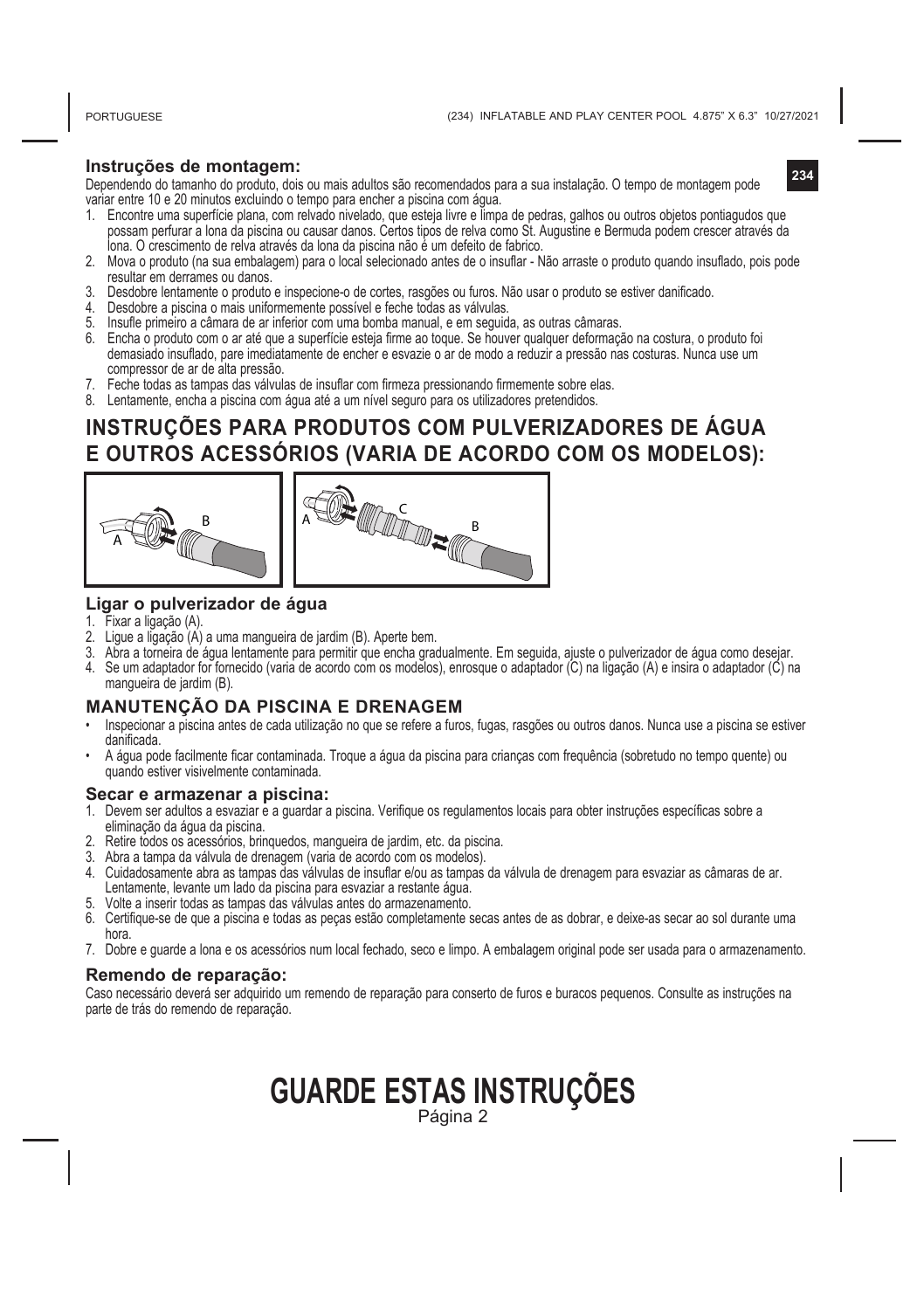## Instruções de montagem:

Dependendo do tamanho do produto, dois ou mais adultos são recomendados para a sua instalação. O tempo de montagem pode variar entre 10 e 20 minutos excluindo o tempo para encher a piscina com água.

1. Encontre uma superfície plana, com relvado nivelado, que esteja livre e limpa de pedras, galhos ou outros objetos pontiagudos que possam perfurar a lona da piscina ou causar danos. Certos tipos de relva como St. Augustine e Bermuda podem crescer através da lona. O crescimento de relva através da lona da piscina não é um defeito de fabrico.
2. Mova o produto (na sua embalagem) para o local selecionado antes de o insuflar - Não arraste o produto quando insuflado, pois pode resultar em derrames ou danos.
3. Desdobre lentamente o produto e inspecione-o de cortes, rasgões ou furos. Não usar o produto se estiver danificado.
4. Desdobre a piscina o mais uniformemente possível e feche todas as válvulas.
5. Insufle primeiro a câmara de ar inferior com uma bomba manual, e em seguida, as outras câmaras.
6. Encha o produto com o ar até que a superfície esteja firme ao toque. Se houver qualquer deformação na costura, o produto foi demasiado insuflado, pare imediatamente de encher e esvazie o ar de modo a reduzir a pressão nas costuras. Nunca use um compressor de ar de alta pressão.
7. Feche todas as tampas das válvulas de insuflar com firmeza pressionando firmemente sobre elas.
8. Lentamente, encha a piscina com água até a um nível seguro para os utilizadores pretendidos.

# INSTRUÇÕES PARA PRODUTOS COM PULVERIZADORES DE ÁGUA E OUTROS ACESSÓRIOS (VARIA DE ACORDO COM OS MODELOS):

### Ligar o pulverizador de água

1. Fixar a ligação (A).
2. Ligue a ligação (A) a uma mangueira de jardim (B). Aperte bem.
3. Abra a torneira de água lentamente para permitir que encha gradualmente. Em seguida, ajuste o pulverizador de água como desejar.
4. Se um adaptador for fornecido (varia de acordo com os modelos), enrosque o adaptador (C) na ligação (A) e insira o adaptador (C) na mangueira de jardim (B).

## MANUTENÇÃO DA PISCINA E DRENAGEM

- Inspecionar a piscina antes de cada utilização no que se refere a furos, fugas, rasgões ou outros danos. Nunca use a piscina se estiver danificada.
- A água pode facilmente ficar contaminada. Troque a água da piscina para crianças com frequência (sobretudo no tempo quente) ou quando estiver visivelmente contaminada.

### Secar e armazenar a piscina:

1. Devem ser adultos a esvaziar e a guardar a piscina. Verifique os regulamentos locais para obter instruções específicas sobre a eliminação da água da piscina.
2. Retire todos os acessórios, brinquedos, mangueira de jardim, etc. da piscina.
3. Abra a tampa da válvula de drenagem (varia de acordo com os modelos).
4. Cuidadosamente abra as tampas das válvulas de insuflar e/ou as tampas da válvula de drenagem para esvaziar as câmaras de ar. Lentamente, levante um lado da piscina para esvaziar a restante água.
5. Volte a inserir todas as tampas das válvulas antes do armazenamento.
6. Certifique-se de que a piscina e todas as peças estão completamente secas antes de as dobrar, e deixe-as secar ao sol durante uma hora.
7. Dobre e guarde a lona e os acessórios num local fechado, seco e limpo. A embalagem original pode ser usada para o armazenamento.

### Remendo de reparação:

Caso necessário deverá ser adquirido um remendo de reparação para conserto de furos e buracos pequenos. Consulte as instruções na parte de trás do remendo de reparação.

# GUARDE ESTAS INSTRUÇÕES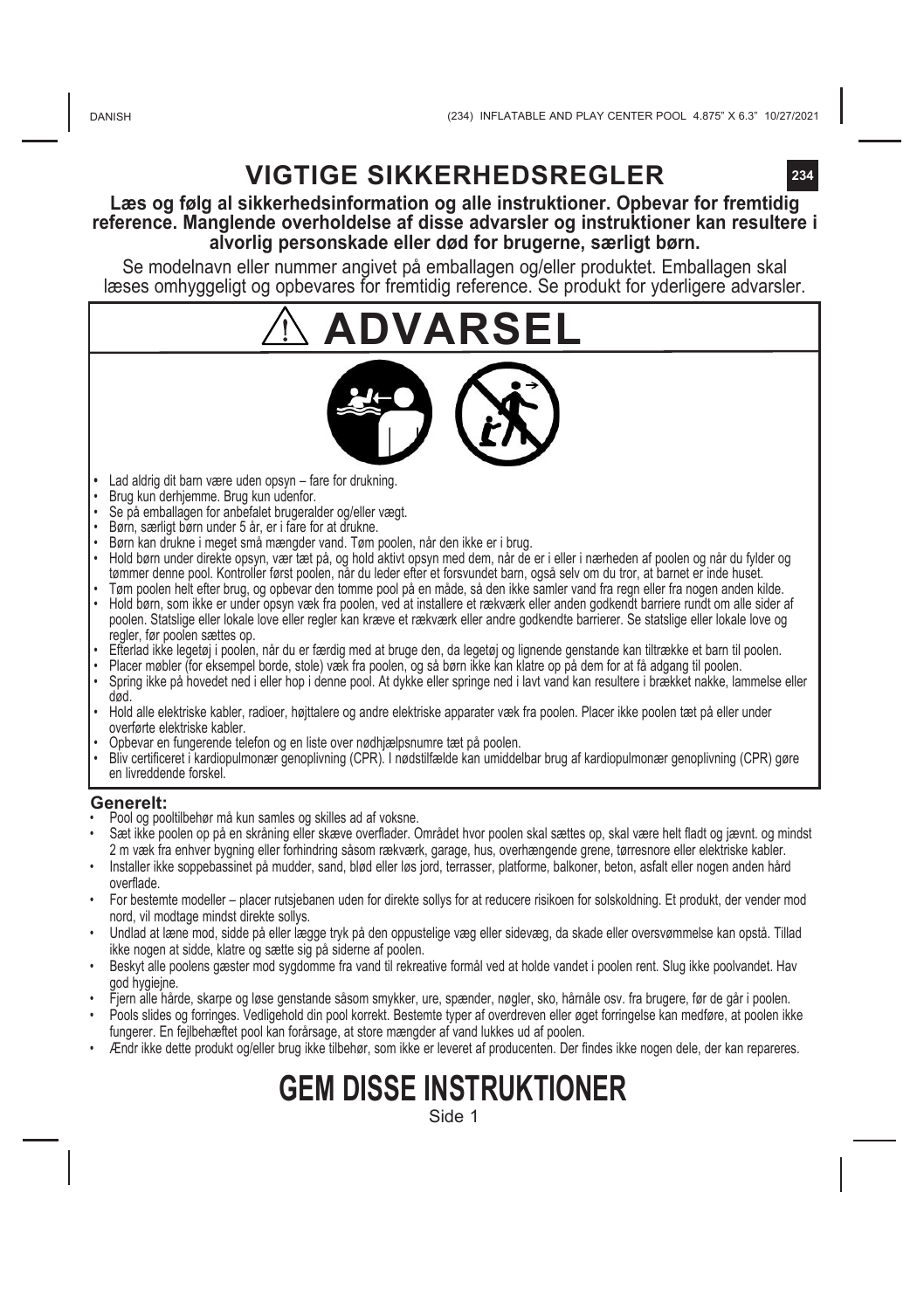# VIGTIGE SIKKERHEDSREGLER

**Læs og følg al sikkerhedsinformation og alle instruktioner. Opbevar for fremtidig reference. Manglende overholdelse af disse advarsler og instruktioner kan resultere i alvorlig personskade eller død for brugerne, særligt børn.**

Se modelnavn eller nummer angivet på emballagen og/eller produktet. Emballagen skal læses omhyggeligt og opbevares for fremtidig reference. Se produkt for yderligere advarsler.

## ⚠ ADVARSEL

- Lad aldrig dit barn være uden opsyn – fare for drukning.
- Brug kun derhjemme. Brug kun udenfor.
- Se på emballagen for anbefalet brugeralder og/eller vægt.
- Børn, særligt børn under 5 år, er i fare for at drukne.
- Børn kan drukne i meget små mængder vand. Tøm poolen, når den ikke er i brug.
- Hold børn under direkte opsyn, vær tæt på, og hold aktivt opsyn med dem, når de er i eller i nærheden af poolen og når du fylder og tømmer denne pool. Kontroller først poolen, når du leder efter et forsvundet barn, også selv om du tror, at barnet er inde huset.
- Tøm poolen helt efter brug, og opbevar den tomme pool på en måde, så den ikke samler vand fra regn eller fra nogen anden kilde.
- Hold børn, som ikke er under opsyn væk fra poolen, ved at installere et rækværk eller anden godkendt barriere rundt om alle sider af poolen. Statslige eller lokale love eller regler kan kræve et rækværk eller andre godkendte barrierer. Se statslige eller lokale love og regler, før poolen sættes op.
- Efterlad ikke legetøj i poolen, når du er færdig med at bruge den, da legetøj og lignende genstande kan tiltrække et barn til poolen.
- Placer møbler (for eksempel borde, stole) væk fra poolen, og så børn ikke kan klatre op på dem for at få adgang til poolen.
- Spring ikke på hovedet ned i eller hop i denne pool. At dykke eller springe ned i lavt vand kan resultere i brækket nakke, lammelse eller død.
- Hold alle elektriske kabler, radioer, højttalere og andre elektriske apparater væk fra poolen. Placer ikke poolen tæt på eller under overførte elektriske kabler.
- Opbevar en fungerende telefon og en liste over nødhjælpsnumre tæt på poolen.
- Bliv certificeret i kardiopulmonær genoplivning (CPR). I nødstilfælde kan umiddelbar brug af kardiopulmonær genoplivning (CPR) gøre en livreddende forskel.

### Generelt:

- Pool og pooltilbehør må kun samles og skilles ad af voksne.
- Sæt ikke poolen op på en skråning eller skæve overflader. Området hvor poolen skal sættes op, skal være helt fladt og jævnt. og mindst 2 m væk fra enhver bygning eller forhindring såsom rækværk, garage, hus, overhængende grene, tørresnore eller elektriske kabler.
- Installer ikke soppebassinet på mudder, sand, blød eller løs jord, terrasser, platforme, balkoner, beton, asfalt eller nogen anden hård overflade.
- For bestemte modeller – placer rutsjebanen uden for direkte sollys for at reducere risikoen for solskoldning. Et produkt, der vender mod nord, vil modtage mindst direkte sollys.
- Undlad at læne mod, sidde på eller lægge tryk på den oppustelige væg eller sidevæg, da skade eller oversvømmelse kan opstå. Tillad ikke nogen at sidde, klatre og sætte sig på siderne af poolen.
- Beskyt alle poolens gæster mod sygdomme fra vand til rekreative formål ved at holde vandet i poolen rent. Slug ikke poolvandet. Hav god hygiejne.
- Fjern alle hårde, skarpe og løse genstande såsom smykker, ure, spænder, nøgler, sko, hårnåle osv. fra brugere, før de går i poolen.
- Pools slides og forringes. Vedligehold din pool korrekt. Bestemte typer af overdreven eller øget forringelse kan medføre, at poolen ikke fungerer. En fejlbehæftet pool kan forårsage, at store mængder af vand lukkes ud af poolen.
- Ændr ikke dette produkt og/eller brug ikke tilbehør, som ikke er leveret af producenten. Der findes ikke nogen dele, der kan repareres.

# GEM DISSE INSTRUKTIONER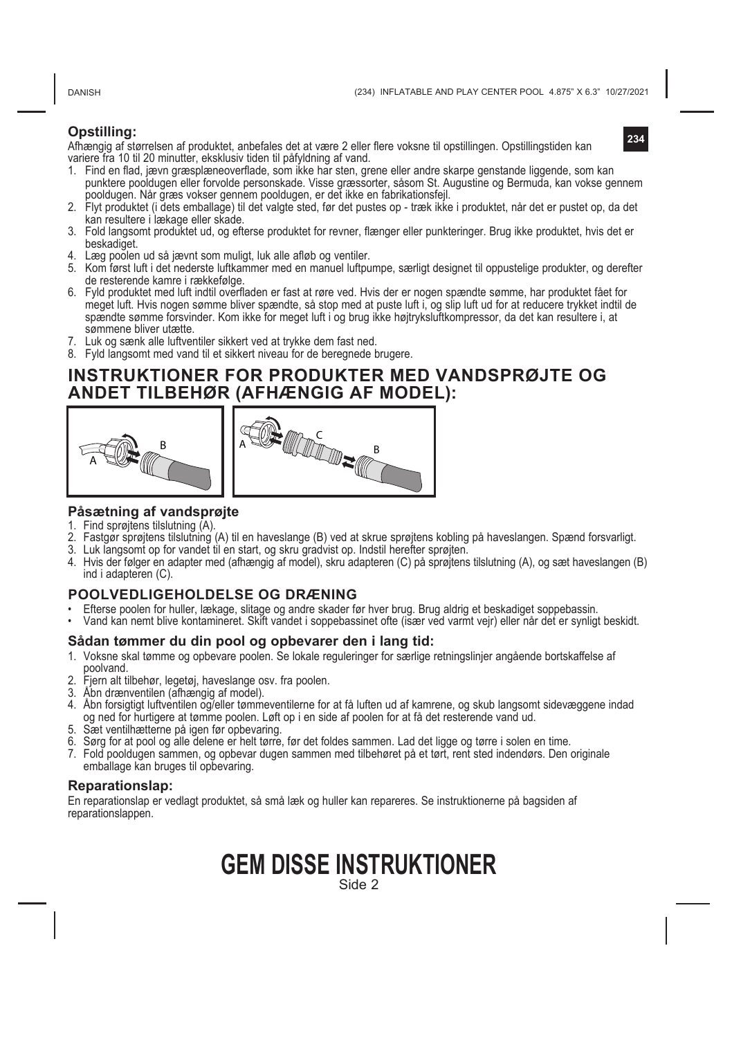## Opstilling:

Afhængig af størrelsen af produktet, anbefales det at være 2 eller flere voksne til opstillingen. Opstillingstiden kan variere fra 10 til 20 minutter, eksklusiv tiden til påfyldning af vand.

1. Find en flad, jævn græsplæneoverflade, som ikke har sten, grene eller andre skarpe genstande liggende, som kan punktere pooldugen eller forvolde personskade. Visse græssorter, såsom St. Augustine og Bermuda, kan vokse gennem pooldugen. Når græs vokser gennem pooldugen, er det ikke en fabrikationsfejl.
2. Flyt produktet (i dets emballage) til det valgte sted, før det pustes op - træk ikke i produktet, når det er pustet op, da det kan resultere i lækage eller skade.
3. Fold langsomt produktet ud, og efterse produktet for revner, flænger eller punkteringer. Brug ikke produktet, hvis det er beskadiget.
4. Læg poolen ud så jævnt som muligt, luk alle afløb og ventiler.
5. Kom først luft i det nederste luftkammer med en manuel luftpumpe, særligt designet til oppustelige produkter, og derefter de resterende kamre i rækkefølge.
6. Fyld produktet med luft indtil overfladen er fast at røre ved. Hvis der er nogen spændte sømme, har produktet fået for meget luft. Hvis nogen sømme bliver spændte, så stop med at puste luft i, og slip luft ud for at reducere trykket indtil de spændte sømme forsvinder. Kom ikke for meget luft i og brug ikke højtryksluftkompressor, da det kan resultere i, at sømmene bliver utætte.
7. Luk og sænk alle luftventiler sikkert ved at trykke dem fast ned.
8. Fyld langsomt med vand til et sikkert niveau for de beregnede brugere.

# INSTRUKTIONER FOR PRODUKTER MED VANDSPRØJTE OG ANDET TILBEHØR (AFHÆNGIG AF MODEL):

### Påsætning af vandsprøjte

1. Find sprøjtens tilslutning (A).
2. Fastgør sprøjtens tilslutning (A) til en haveslange (B) ved at skrue sprøjtens kobling på haveslangen. Spænd forsvarligt.
3. Luk langsomt op for vandet til en start, og skru gradvist op. Indstil herefter sprøjten.
4. Hvis der følger en adapter med (afhængig af model), skru adapteren (C) på sprøjtens tilslutning (A), og sæt haveslangen (B) ind i adapteren (C).

## POOLVEDLIGEHOLDELSE OG DRÆNING

- Efterse poolen for huller, lækage, slitage og andre skader før hver brug. Brug aldrig et beskadiget soppebassin.
- Vand kan nemt blive kontamineret. Skift vandet i soppebassinet ofte (især ved varmt vejr) eller når det er synligt beskidt.

### Sådan tømmer du din pool og opbevarer den i lang tid:

1. Voksne skal tømme og opbevare poolen. Se lokale reguleringer for særlige retningslinjer angående bortskaffelse af poolvand.
2. Fjern alt tilbehør, legetøj, haveslange osv. fra poolen.
3. Åbn drænventilen (afhængig af model).
4. Åbn forsigtigt luftventilen og/eller tømmeventilerne for at få luften ud af kamrene, og skub langsomt sidevæggene indad og ned for hurtigere at tømme poolen. Løft op i en side af poolen for at få det resterende vand ud.
5. Sæt ventilhætterne på igen før opbevaring.
6. Sørg for at pool og alle delene er helt tørre, før det foldes sammen. Lad det ligge og tørre i solen en time.
7. Fold pooldugen sammen, og opbevar dugen sammen med tilbehøret på et tørt, rent sted indendørs. Den originale emballage kan bruges til opbevaring.

### Reparationslap:

En reparationslap er vedlagt produktet, så små læk og huller kan repareres. Se instruktionerne på bagsiden af reparationslappen.

# GEM DISSE INSTRUKTIONER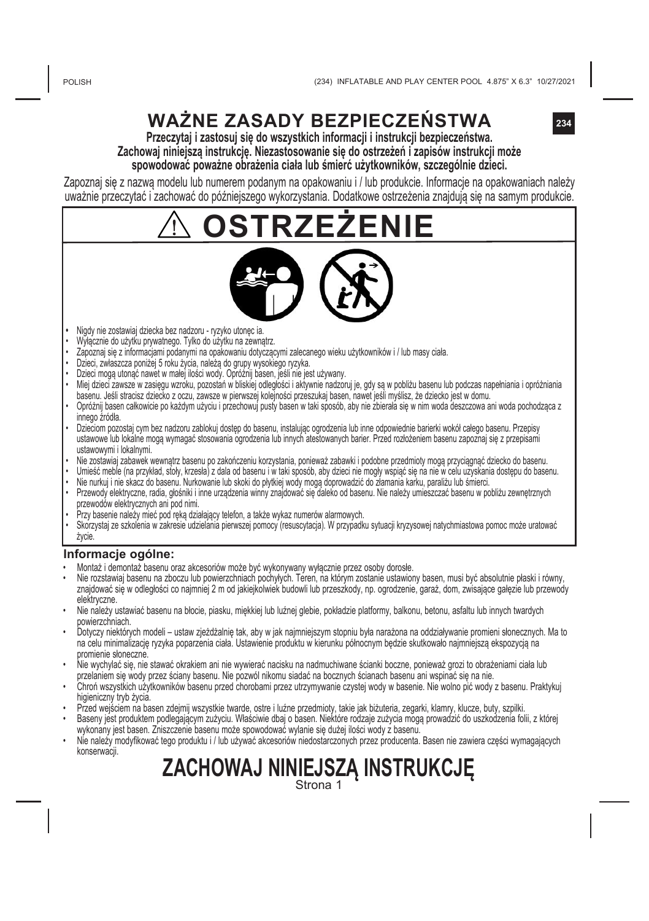# WAŻNE ZASADY BEZPIECZEŃSTWA

**Przeczytaj i zastosuj się do wszystkich informacji i instrukcji bezpieczeństwa.**
**Zachowaj niniejszą instrukcję. Niezastosowanie się do ostrzeżeń i zapisów instrukcji może spowodować poważne obrażenia ciała lub śmierć użytkowników, szczególnie dzieci.**

Zapoznaj się z nazwą modelu lub numerem podanym na opakowaniu i / lub produkcie. Informacje na opakowaniach należy uważnie przeczytać i zachować do późniejszego wykorzystania. Dodatkowe ostrzeżenia znajdują się na samym produkcie.

## ⚠ OSTRZEŻENIE

- Nigdy nie zostawiaj dziecka bez nadzoru - ryzyko utonęc ia.
- Wyłącznie do użytku prywatnego. Tylko do użytku na zewnątrz.
- Zapoznaj się z informacjami podanymi na opakowaniu dotyczącymi zalecanego wieku użytkowników i / lub masy ciała.
- Dzieci, zwłaszcza poniżej 5 roku życia, należą do grupy wysokiego ryzyka.
- Dzieci mogą utonąć nawet w małej ilości wody. Opróżnij basen, jeśli nie jest używany.
- Miej dzieci zawsze w zasięgu wzroku, pozostań w bliskiej odległości i aktywnie nadzoruj je, gdy są w pobliżu basenu lub podczas napełniania i opróżniania basenu. Jeśli stracisz dziecko z oczu, zawsze w pierwszej kolejności przeszukaj basen, nawet jeśli myślisz, że dziecko jest w domu.
- Opróżnij basen całkowicie po każdym użyciu i przechowuj pusty basen w taki sposób, aby nie zbierała się w nim woda deszczowa ani woda pochodząca z innego źródła.
- Dzieciom pozostaj cym bez nadzoru zablokuj dostęp do basenu, instalując ogrodzenia lub inne odpowiednie barierki wokół całego basenu. Przepisy ustawowe lub lokalne mogą wymagać stosowania ogrodzenia lub innych atestowanych barier. Przed rozłożeniem basenu zapoznaj się z przepisami ustawowymi i lokalnymi.
- Nie zostawiaj zabawek wewnątrz basenu po zakończeniu korzystania, ponieważ zabawki i podobne przedmioty mogą przyciągnąć dziecko do basenu.
- Umieść meble (na przykład, stoły, krzesła) z dala od basenu i w taki sposób, aby dzieci nie mogły wspiąć się na nie w celu uzyskania dostępu do basenu.
- Nie nurkuj i nie skacz do basenu. Nurkowanie lub skoki do płytkiej wody mogą doprowadzić do złamania karku, paraliżu lub śmierci.
- Przewody elektryczne, radia, głośniki i inne urządzenia winny znajdować się daleko od basenu. Nie należy umieszczać basenu w pobliżu zewnętrznych przewodów elektrycznych ani pod nimi.
- Przy basenie należy mieć pod ręką działający telefon, a także wykaz numerów alarmowych.
- Skorzystaj ze szkolenia w zakresie udzielania pierwszej pomocy (resuscytacja). W przypadku sytuacji kryzysowej natychmiastowa pomoc może uratować życie.

### Informacje ogólne:

- Montaż i demontaż basenu oraz akcesoriów może być wykonywany wyłącznie przez osoby dorosłe.
- Nie rozstawiaj basenu na zboczu lub powierzchniach pochyłych. Teren, na którym zostanie ustawiony basen, musi być absolutnie płaski i równy, znajdować się w odległości co najmniej 2 m od jakiejkolwiek budowli lub przeszkody, np. ogrodzenie, garaż, dom, zwisające gałęzie lub przewody elektryczne.
- Nie należy ustawiać basenu na błocie, piasku, miękkiej lub luźnej glebie, pokładzie platformy, balkonu, betonu, asfaltu lub innych twardych powierzchniach.
- Dotyczy niektórych modeli – ustaw zjeżdżalnię tak, aby w jak najmniejszym stopniu była narażona na oddziaływanie promieni słonecznych. Ma to na celu minimalizację ryzyka poparzenia ciała. Ustawienie produktu w kierunku północnym będzie skutkowało najmniejszą ekspozycją na promienie słoneczne.
- Nie wychylaj się, nie stawać okrakiem ani nie wywierać nacisku na nadmuchiwane ścianki boczne, ponieważ grozi to obrażeniami ciała lub przelaniem się wody przez ściany basenu. Nie pozwól nikomu siadać na bocznych ścianach basenu ani wspinać się na nie.
- Chroń wszystkich użytkowników basenu przed chorobami przez utrzymywanie czystej wody w basenie. Nie wolno pić wody z basenu. Praktykuj higieniczny tryb życia.
- Przed wejściem na basen zdejmij wszystkie twarde, ostre i luźne przedmioty, takie jak biżuteria, zegarki, klamry, klucze, buty, szpilki.
- Baseny jest produktem podlegającym zużyciu. Właściwie dbaj o basen. Niektóre rodzaje zużycia mogą prowadzić do uszkodzenia folii, z której wykonany jest basen. Zniszczenie basenu może spowodować wylanie się dużej ilości wody z basenu.
- Nie należy modyfikować tego produktu i / lub używać akcesoriów niedostarczonych przez producenta. Basen nie zawiera części wymagających konserwacji.

## ZACHOWAJ NINIEJSZĄ INSTRUKCJĘ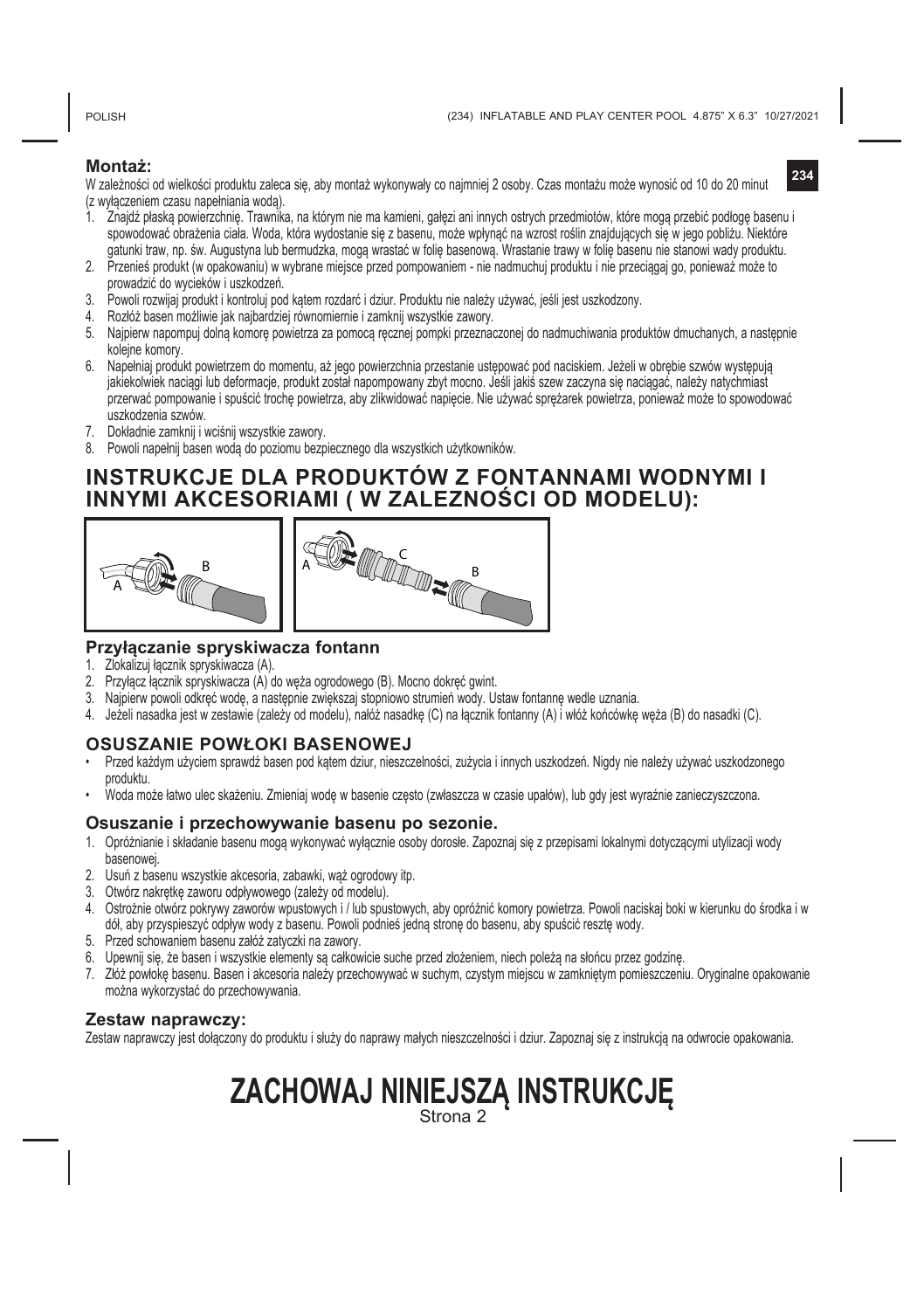## Montaż:

W zależności od wielkości produktu zaleca się, aby montaż wykonywały co najmniej 2 osoby. Czas montażu może wynosić od 10 do 20 minut (z wyłączeniem czasu napełniania wodą).

1. Znajdź płaską powierzchnię. Trawnika, na którym nie ma kamieni, gałęzi ani innych ostrych przedmiotów, które mogą przebić podłogę basenu i spowodować obrażenia ciała. Woda, która wydostanie się z basenu, może wpłynąć na wzrost roślin znajdujących się w jego pobliżu. Niektóre gatunki traw, np. św. Augustyna lub bermudzka, mogą wrastać w folię basenową. Wrastanie trawy w folię basenu nie stanowi wady produktu.
2. Przenieś produkt (w opakowaniu) w wybrane miejsce przed pompowaniem - nie nadmuchuj produktu i nie przeciągaj go, ponieważ może to prowadzić do wycieków i uszkodzeń.
3. Powoli rozwijaj produkt i kontroluj pod kątem rozdarć i dziur. Produktu nie należy używać, jeśli jest uszkodzony.
4. Rozłóż basen możliwie jak najbardziej równomiernie i zamknij wszystkie zawory.
5. Najpierw napompuj dolną komorę powietrza za pomocą ręcznej pompki przeznaczonej do nadmuchiwania produktów dmuchanych, a następnie kolejne komory.
6. Napełniaj produkt powietrzem do momentu, aż jego powierzchnia przestanie ustępować pod naciskiem. Jeżeli w obrębie szwów występują jakiekolwiek naciągi lub deformacje, produkt został napompowany zbyt mocno. Jeśli jakiś szew zaczyna się naciągać, należy natychmiast przerwać pompowanie i spuścić trochę powietrza, aby zlikwidować napięcie. Nie używać sprężarek powietrza, ponieważ może to spowodować uszkodzenia szwów.
7. Dokładnie zamknij i wciśnij wszystkie zawory.
8. Powoli napełnij basen wodą do poziomu bezpiecznego dla wszystkich użytkowników.

# INSTRUKCJE DLA PRODUKTÓW Z FONTANNAMI WODNYMI I INNYMI AKCESORIAMI ( W ZALEZNOŚCI OD MODELU):

### Przyłączanie spryskiwacza fontann

1. Zlokalizuj łącznik spryskiwacza (A).
2. Przyłącz łącznik spryskiwacza (A) do węża ogrodowego (B). Mocno dokręć gwint.
3. Najpierw powoli odkręć wodę, a następnie zwiększaj stopniowo strumień wody. Ustaw fontannę wedle uznania.
4. Jeżeli nasadka jest w zestawie (zależy od modelu), nałóż nasadkę (C) na łącznik fontanny (A) i włóż końcówkę węża (B) do nasadki (C).

## OSUSZANIE POWŁOKI BASENOWEJ

- Przed każdym użyciem sprawdź basen pod kątem dziur, nieszczelności, zużycia i innych uszkodzeń. Nigdy nie należy używać uszkodzonego produktu.
- Woda może łatwo ulec skażeniu. Zmieniaj wodę w basenie często (zwłaszcza w czasie upałów), lub gdy jest wyraźnie zanieczyszczona.

### Osuszanie i przechowywanie basenu po sezonie.

1. Opróżnianie i składanie basenu mogą wykonywać wyłącznie osoby dorosłe. Zapoznaj się z przepisami lokalnymi dotyczącymi utylizacji wody basenowej.
2. Usuń z basenu wszystkie akcesoria, zabawki, wąż ogrodowy itp.
3. Otwórz nakrętkę zaworu odpływowego (zależy od modelu).
4. Ostrożnie otwórz pokrywy zaworów wpustowych i / lub spustowych, aby opróżnić komory powietrza. Powoli naciskaj boki w kierunku do środka i w dół, aby przyspieszyć odpływ wody z basenu. Powoli podnieś jedną stronę do basenu, aby spuścić resztę wody.
5. Przed schowaniem basenu załóż zatyczki na zawory.
6. Upewnij się, że basen i wszystkie elementy są całkowicie suche przed złożeniem, niech poleżą na słońcu przez godzinę.
7. Złóż powłokę basenu. Basen i akcesoria należy przechowywać w suchym, czystym miejscu w zamkniętym pomieszczeniu. Oryginalne opakowanie można wykorzystać do przechowywania.

### Zestaw naprawczy:

Zestaw naprawczy jest dołączony do produktu i służy do naprawy małych nieszczelności i dziur. Zapoznaj się z instrukcją na odwrocie opakowania.

# ZACHOWAJ NINIEJSZĄ INSTRUKCJĘ

Strona 2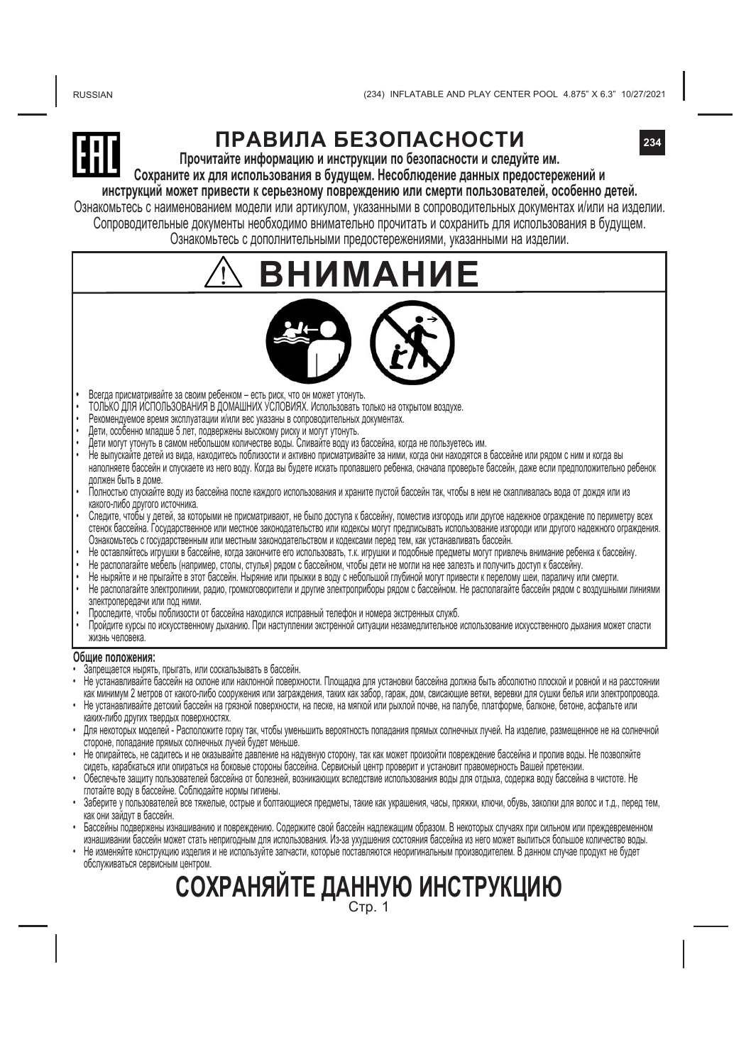# ПРАВИЛА БЕЗОПАСНОСТИ

**Прочитайте информацию и инструкции по безопасности и следуйте им. Сохраните их для использования в будущем. Несоблюдение данных предостережений и инструкций может привести к серьезному повреждению или смерти пользователей, особенно детей.**

Ознакомьтесь с наименованием модели или артикулом, указанными в сопроводительных документах и/или на изделии. Сопроводительные документы необходимо внимательно прочитать и сохранить для использования в будущем. Ознакомьтесь с дополнительными предостережениями, указанными на изделии.

## ⚠ ВНИМАНИЕ

- Всегда присматривайте за своим ребенком – есть риск, что он может утонуть.
- ТОЛЬКО ДЛЯ ИСПОЛЬЗОВАНИЯ В ДОМАШНИХ УСЛОВИЯХ. Использовать только на открытом воздухе.
- Рекомендуемое время эксплуатации и/или вес указаны в сопроводительных документах.
- Дети, особенно младше 5 лет, подвержены высокому риску и могут утонуть.
- Дети могут утонуть в самом небольшом количестве воды. Сливайте воду из бассейна, когда не пользуетесь им.
- Не выпускайте детей из вида, находитесь поблизости и активно присматривайте за ними, когда они находятся в бассейне или рядом с ним и когда вы наполняете бассейн и спускаете из него воду. Когда вы будете искать пропавшего ребенка, сначала проверьте бассейн, даже если предположительно ребенок должен быть в доме.
- Полностью спускайте воду из бассейна после каждого использования и храните пустой бассейн так, чтобы в нем не скапливалась вода от дождя или из какого-либо другого источника.
- Следите, чтобы у детей, за которыми не присматривают, не было доступа к бассейну, поместив изгородь или другое надежное ограждение по периметру всех стенок бассейна. Государственное или местное законодательство или кодексы могут предписывать использование изгороди или другого надежного ограждения. Ознакомьтесь с государственным или местным законодательством и кодексами перед тем, как устанавливать бассейн.
- Не оставляйтесь игрушки в бассейне, когда закончите его использовать, т.к. игрушки и подобные предметы могут привлечь внимание ребенка к бассейну.
- Не располагайте мебель (например, столы, стулья) рядом с бассейном, чтобы дети не могли на нее залезть и получить доступ к бассейну.
- Не ныряйте и не прыгайте в этот бассейн. Ныряние или прыжки в воду с небольшой глубиной могут привести к перелому шеи, параличу или смерти.
- Не располагайте электролинии, радио, громкоговорители и другие электроприборы рядом с бассейном. Не располагайте бассейн рядом с воздушными линиями электропередачи или под ними.
- Проследите, чтобы поблизости от бассейна находился исправный телефон и номера экстренных служб.
- Пройдите курсы по искусственному дыханию. При наступлении экстренной ситуации незамедлительное использование искусственного дыхания может спасти жизнь человека.

**Общие положения:**

- Запрещается нырять, прыгать, или соскальзывать в бассейн.
- Не устанавливайте бассейн на склоне или наклонной поверхности. Площадка для установки бассейна должна быть абсолютно плоской и ровной и на расстоянии как минимум 2 метров от какого-либо сооружения или заграждения, таких как забор, гараж, дом, свисающие ветки, веревки для сушки белья или электропровода.
- Не устанавливайте детский бассейн на грязной поверхности, на песке, на мягкой или рыхлой почве, на палубе, платформе, балконе, бетоне, асфальте или каких-либо других твердых поверхностях.
- Для некоторых моделей - Расположите горку так, чтобы уменьшить вероятность попадания прямых солнечных лучей. На изделие, размещенное не на солнечной стороне, попадание прямых солнечных лучей будет меньше.
- Не опирайтесь, не садитесь и не оказывайте давление на надувную сторону, так как может произойти повреждение бассейна и пролив воды. Не позволяйте сидеть, карабкаться или опираться на боковые стороны бассейна. Сервисный центр проверит и установит правомерность Вашей претензии.
- Обеспечьте защиту пользователей бассейна от болезней, возникающих вследствие использования воды для отдыха, содержа воду бассейна в чистоте. Не глотайте воду в бассейне. Соблюдайте нормы гигиены.
- Заберите у пользователей все тяжелые, острые и болтающиеся предметы, такие как украшения, часы, пряжки, ключи, обувь, заколки для волос и т.д., перед тем, как они зайдут в бассейн.
- Бассейны подвержены изнашиванию и повреждению. Содержите свой бассейн надлежащим образом. В некоторых случаях при сильном или преждевременном изнашивании бассейн может стать непригодным для использования. Из-за ухудшения состояния бассейна из него может вылиться большое количество воды.
- Не изменяйте конструкцию изделия и не используйте запчасти, которые поставляются неоригинальным производителем. В данном случае продукт не будет обслуживаться сервисным центром.

# СОХРАНЯЙТЕ ДАННУЮ ИНСТРУКЦИЮ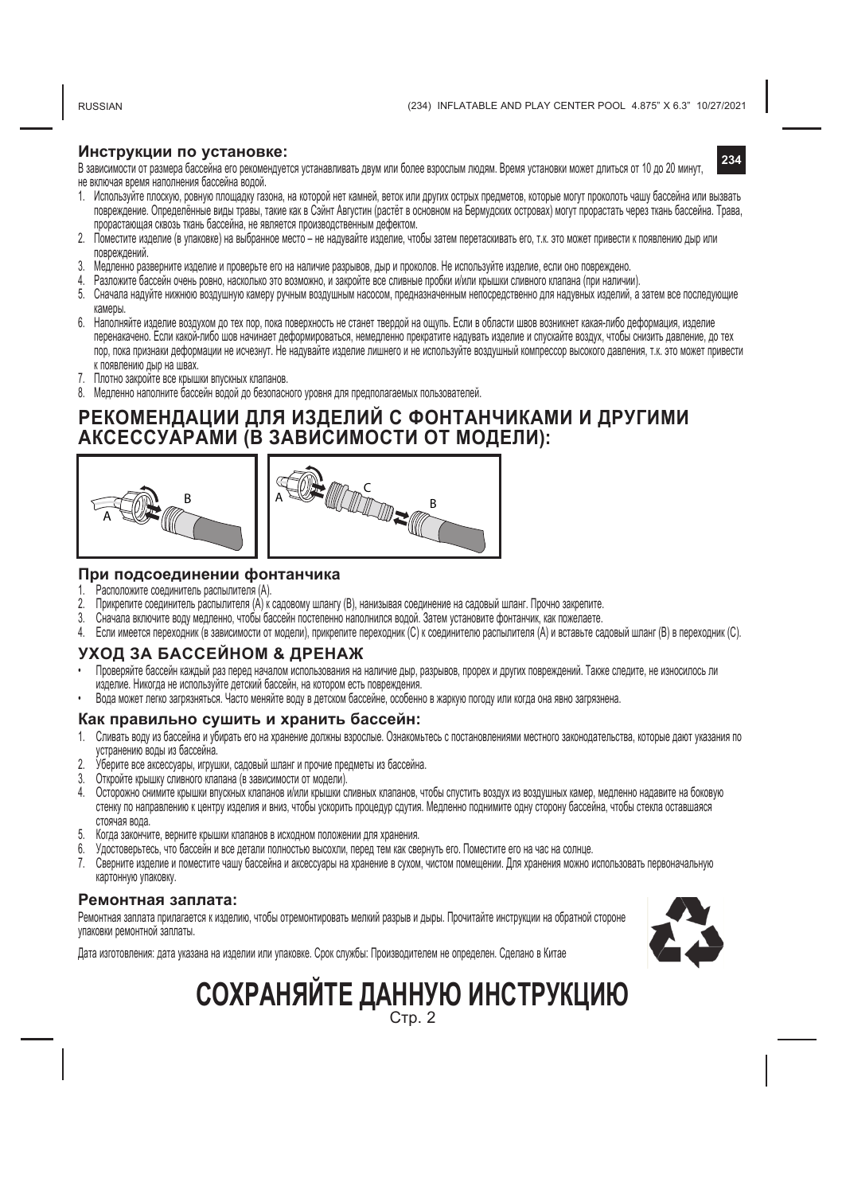## Инструкции по установке:

В зависимости от размера бассейна его рекомендуется устанавливать двум или более взрослым людям. Время установки может длиться от 10 до 20 минут, не включая время наполнения бассейна водой.

1. Используйте плоскую, ровную площадку газона, на которой нет камней, веток или других острых предметов, которые могут проколоть чашу бассейна или вызвать повреждение. Определённые виды травы, такие как Сэйнт Августин (растёт в основном на Бермудских островах) могут прорастать через ткань бассейна. Трава, прорастающая сквозь ткань бассейна, не является производственным дефектом.
2. Поместите изделие (в упаковке) на выбранное место – не надувайте изделие, чтобы затем перетаскивать его, т.к. это может привести к появлению дыр или повреждений.
3. Медленно разверните изделие и проверьте его на наличие разрывов, дыр и проколов. Не используйте изделие, если оно повреждено.
4. Разложите бассейн очень ровно, насколько это возможно, и закройте все сливные пробки и/или крышки сливного клапана (при наличии).
5. Сначала надуйте нижнюю воздушную камеру ручным воздушным насосом, предназначенным непосредственно для надувных изделий, а затем все последующие камеры.
6. Наполняйте изделие воздухом до тех пор, пока поверхность не станет твердой на ощупь. Если в области швов возникнет какая-либо деформация, изделие перенакачено. Если какой-либо шов начинает деформироваться, немедленно прекратите надувать изделие и спускайте воздух, чтобы снизить давление, до тех пор, пока признаки деформации не исчезнут. Не надувайте изделие лишнего и не используйте воздушный компрессор высокого давления, т.к. это может привести к появлению дыр на швах.
7. Плотно закройте все крышки впускных клапанов.
8. Медленно наполните бассейн водой до безопасного уровня для предполагаемых пользователей.

# РЕКОМЕНДАЦИИ ДЛЯ ИЗДЕЛИЙ С ФОНТАНЧИКАМИ И ДРУГИМИ АКСЕССУАРАМИ (В ЗАВИСИМОСТИ ОТ МОДЕЛИ):

## При подсоединении фонтанчика

1. Расположите соединитель распылителя (A).
2. Прикрепите соединитель распылителя (A) к садовому шлангу (B), нанизывая соединение на садовый шланг. Прочно закрепите.
3. Сначала включите воду медленно, чтобы бассейн постепенно наполнился водой. Затем установите фонтанчик, как пожелаете.
4. Если имеется переходник (в зависимости от модели), прикрепите переходник (C) к соединителю распылителя (A) и вставьте садовый шланг (B) в переходник (C).

## УХОД ЗА БАССЕЙНОМ & ДРЕНАЖ

- Проверяйте бассейн каждый раз перед началом использования на наличие дыр, разрывов, прорех и других повреждений. Также следите, не износилось ли изделие. Никогда не используйте детский бассейн, на котором есть повреждения.
- Вода может легко загрязняться. Часто меняйте воду в детском бассейне, особенно в жаркую погоду или когда она явно загрязнена.

## Как правильно сушить и хранить бассейн:

1. Сливать воду из бассейна и убирать его на хранение должны взрослые. Ознакомьтесь с постановлениями местного законодательства, которые дают указания по устранению воды из бассейна.
2. Уберите все аксессуары, игрушки, садовый шланг и прочие предметы из бассейна.
3. Откройте крышку сливного клапана (в зависимости от модели).
4. Осторожно снимите крышки впускных клапанов и/или крышки сливных клапанов, чтобы спустить воздух из воздушных камер, медленно надавите на боковую стенку по направлению к центру изделия и вниз, чтобы ускорить процедур сдутия. Медленно поднимите одну сторону бассейна, чтобы стекла оставшаяся стоячая вода.
5. Когда закончите, верните крышки клапанов в исходном положении для хранения.
6. Удостоверьтесь, что бассейн и все детали полностью высохли, перед тем как свернуть его. Поместите его на час на солнце.
7. Сверните изделие и поместите чашу бассейна и аксессуары на хранение в сухом, чистом помещении. Для хранения можно использовать первоначальную картонную упаковку.

## Ремонтная заплата:

Ремонтная заплата прилагается к изделию, чтобы отремонтировать мелкий разрыв и дыры. Прочитайте инструкции на обратной стороне упаковки ремонтной заплаты.

Дата изготовления: дата указана на изделии или упаковке. Срок службы: Производителем не определен. Сделано в Китае

# СОХРАНЯЙТЕ ДАННУЮ ИНСТРУКЦИЮ

Стр. 2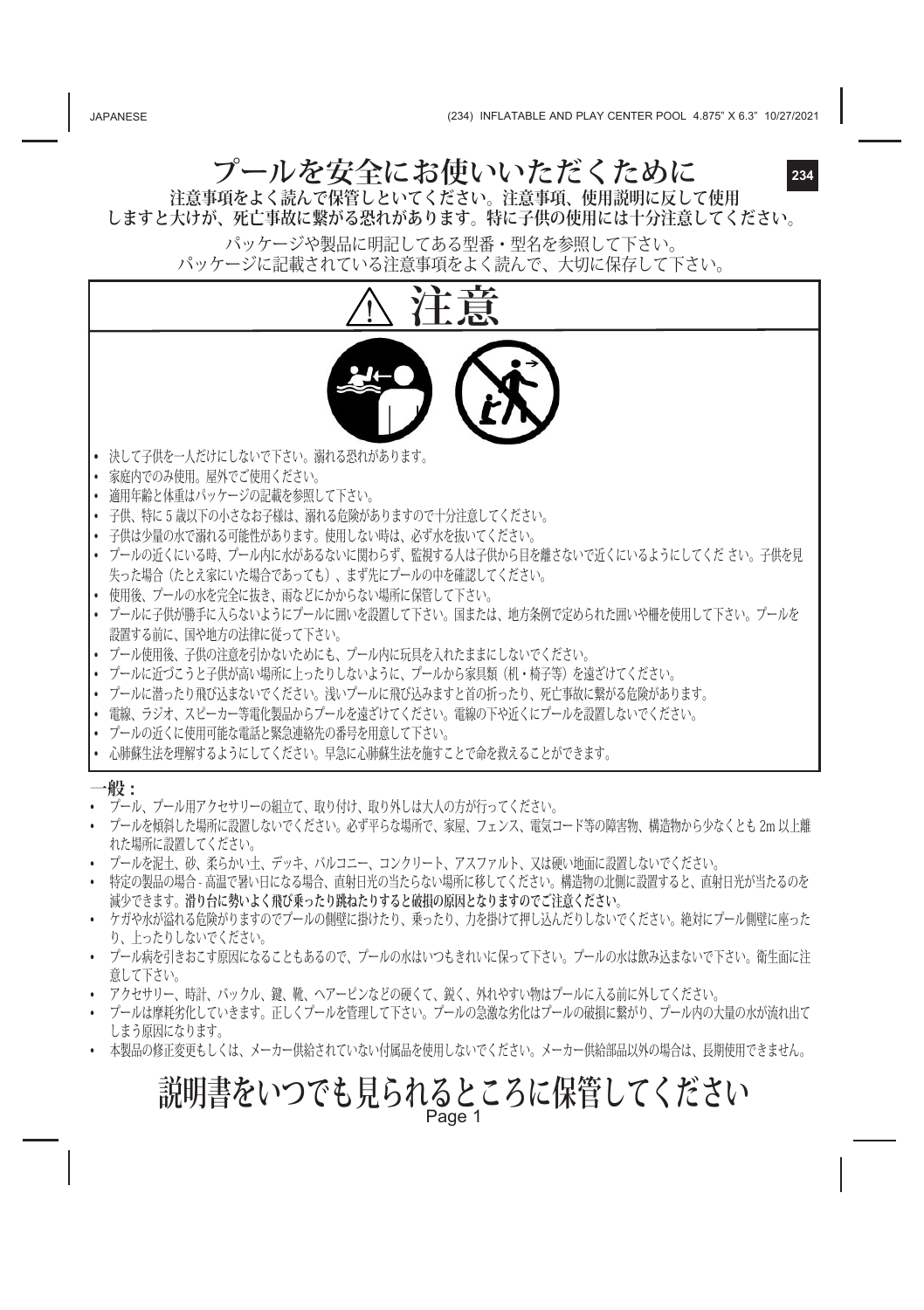# プールを安全にお使いいただくために

**注意事項をよく読んで保管しといてください。注意事項、使用説明に反して使用しますと大けが、死亡事故に繋がる恐れがあります。特に子供の使用には十分注意してください。**

パッケージや製品に明記してある型番・型名を参照して下さい。
パッケージに記載されている注意事項をよく読んで、大切に保存して下さい。

## ⚠ 注意

- 決して子供を一人だけにしないで下さい。溺れる恐れがあります。
- 家庭内でのみ使用。屋外でご使用ください。
- 適用年齢と体重はパッケージの記載を参照して下さい。
- 子供、特に 5 歳以下の小さなお子様は、溺れる危険がありますので十分注意してください。
- 子供は少量の水で溺れる可能性があります。使用しない時は、必ず水を抜いてください。
- プールの近くにいる時、プール内に水があるないに関わらず、監視する人は子供から目を離さないで近くにいるようにしてくだ さい。子供を見失った場合（たとえ家にいた場合であっても）、まず先にプールの中を確認してください。
- 使用後、プールの水を完全に抜き、雨などにかからない場所に保管して下さい。
- プールに子供が勝手に入らないようにプールに囲いを設置して下さい。国または、地方条例で定められた囲いや柵を使用して下さい。プールを設置する前に、国や地方の法律に従って下さい。
- プール使用後、子供の注意を引かないためにも、プール内に玩具を入れたままにしないでください。
- プールに近づこうと子供が高い場所に上ったりしないように、プールから家具類（机・椅子等）を遠ざけてください。
- プールに潜ったり飛び込まないでください。浅いプールに飛び込みますと首の折ったり、死亡事故に繋がる危険があります。
- 電線、ラジオ、スピーカー等電化製品からプールを遠ざけてください。電線の下や近くにプールを設置しないでください。
- プールの近くに使用可能な電話と緊急連絡先の番号を用意して下さい。
- 心肺蘇生法を理解するようにしてください。早急に心肺蘇生法を施すことで命を救えることができます。

**一般：**

- プール、プール用アクセサリーの組立て、取り付け、取り外しは大人の方が行ってください。
- プールを傾斜した場所に設置しないでください。必ず平らな場所で、家屋、フェンス、電気コード等の障害物、構造物から少なくとも 2m 以上離れた場所に設置してください。
- プールを泥土、砂、柔らかい土、デッキ、バルコニー、コンクリート、アスファルト、又は硬い地面に設置しないでください。
- 特定の製品の場合 - 高温で暑い日になる場合、直射日光の当たらない場所に移してください。構造物の北側に設置すると、直射日光が当たるのを減少できます。**滑り台に勢いよく飛び乗ったり跳ねたりすると破損の原因となりますのでご注意ください。**
- ケガや水が溢れる危険がりますのでプールの側壁に掛けたり、乗ったり、力を掛けて押し込んだりしないでください。絶対にプール側壁に座ったり、上ったりしないでください。
- プール病を引きおこす原因になることもあるので、プールの水はいつもきれいに保って下さい。プールの水は飲み込まないで下さい。衛生面に注意して下さい。
- アクセサリー、時計、バックル、鍵、靴、ヘアーピンなどの硬くて、鋭く、外れやすい物はプールに入る前に外してください。
- プールは摩耗劣化していきます。正しくプールを管理して下さい。プールの急激な劣化はプールの破損に繋がり、プール内の大量の水が流れ出てしまう原因になります。
- 本製品の修正変更もしくは、メーカー供給されていない付属品を使用しないでください。メーカー供給部品以外の場合は、長期使用できません。

## 説明書をいつでも見られるところに保管してください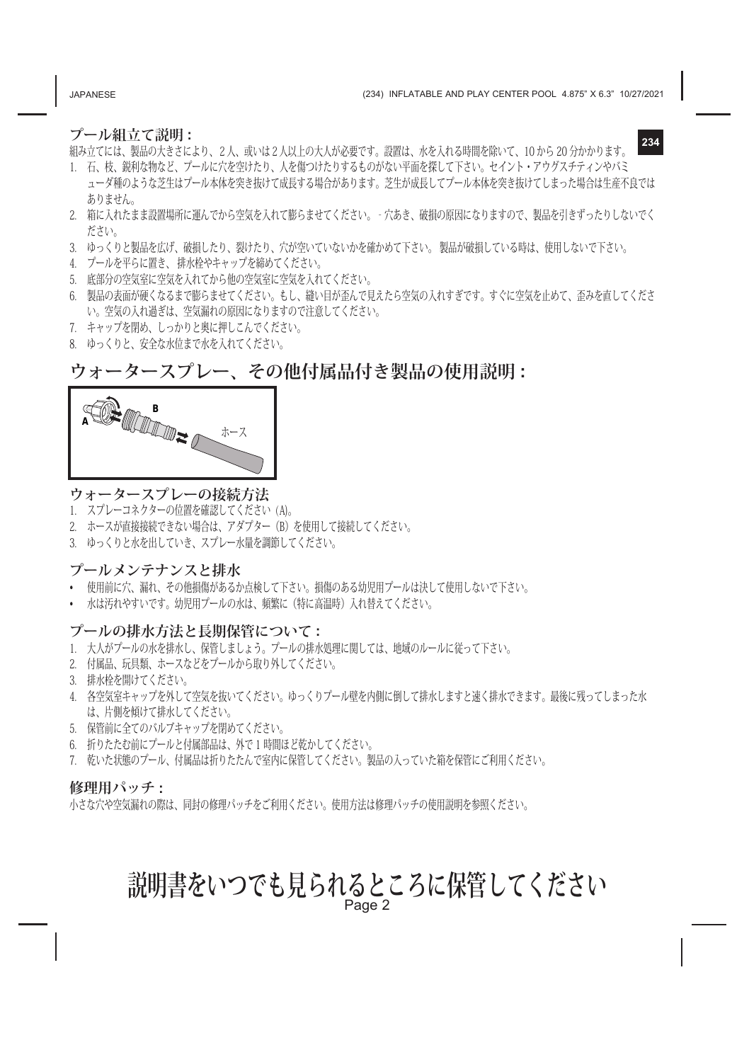## プール組立て説明：

組み立てには、製品の大きさにより、2人、或いは2人以上の大人が必要です。設置は、水を入れる時間を除いて、10から20分かかります。

1. 石、枝、鋭利な物など、プールに穴を空けたり、人を傷つけたりするものがない平面を探して下さい。セイント・アウグスチティンやバミューダ種のような芝生はプール本体を突き抜けて成長する場合があります。芝生が成長してプール本体を突き抜けてしまった場合は生産不良ではありません。
2. 箱に入れたまま設置場所に運んでから空気を入れて膨らませてください。- 穴あき、破損の原因になりますので、製品を引きずったりしないでください。
3. ゆっくりと製品を広げ、破損したり、裂けたり、穴が空いていないかを確かめて下さい。 製品が破損している時は、使用しないで下さい。
4. プールを平らに置き、排水栓やキャップを締めてください。
5. 底部分の空気室に空気を入れてから他の空気室に空気を入れてください。
6. 製品の表面が硬くなるまで膨らませてください。もし、縫い目が歪んで見えたら空気の入れすぎです。すぐに空気を止めて、歪みを直してください。空気の入れ過ぎは、空気漏れの原因になりますので注意してください。
7. キャップを閉め、しっかりと奥に押しこんでください。
8. ゆっくりと、安全な水位まで水を入れてください。

# ウォータースプレー、その他付属品付き製品の使用説明：

A　B　ホース

### ウォータースプレーの接続方法

1. スプレーコネクターの位置を確認してください（A)。
2. ホースが直接接続できない場合は、アダプター（B）を使用して接続してください。
3. ゆっくりと水を出していき、スプレー水量を調節してください。

### プールメンテナンスと排水

- 使用前に穴、漏れ、その他損傷があるか点検して下さい。損傷のある幼児用プールは決して使用しないで下さい。
- 水は汚れやすいです。幼児用プールの水は、頻繁に（特に高温時）入れ替えてください。

### プールの排水方法と長期保管について：

1. 大人がプールの水を排水し、保管しましょう。プールの排水処理に関しては、地域のルールに従って下さい。
2. 付属品、玩具類、ホースなどをプールから取り外してください。
3. 排水栓を開けてください。
4. 各空気室キャップを外して空気を抜いてください。ゆっくりプール壁を内側に倒して排水しますと速く排水できます。最後に残ってしまった水は、片側を傾けて排水してください。
5. 保管前に全てのバルブキャップを閉めてください。
6. 折りたたむ前にプールと付属部品は、外で1時間ほど乾かしてください。
7. 乾いた状態のプール、付属品は折りたたんで室内に保管してください。製品の入っていた箱を保管にご利用ください。

### 修理用パッチ：

小さな穴や空気漏れの際は、同封の修理パッチをご利用ください。使用方法は修理パッチの使用説明を参照ください。

# 説明書をいつでも見られるところに保管してください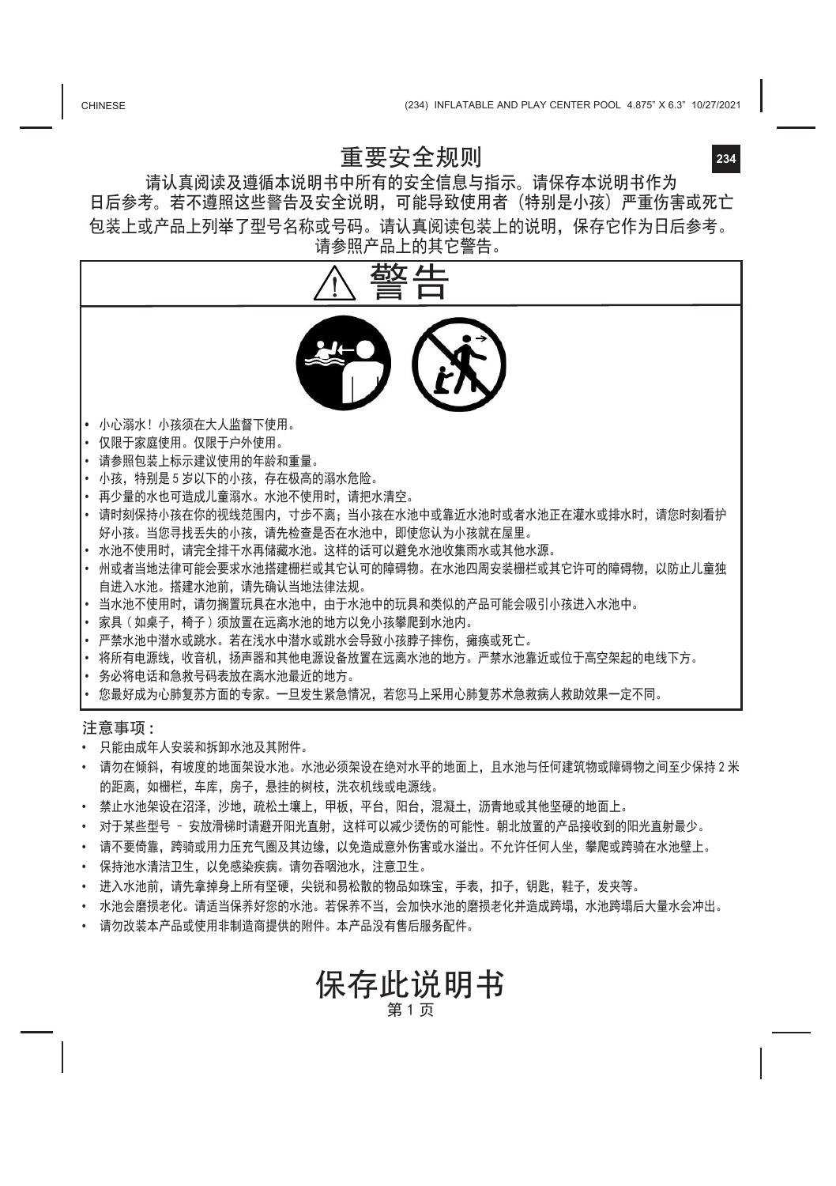# 重要安全规则

请认真阅读及遵循本说明书中所有的安全信息与指示。请保存本说明书作为日后参考。若不遵照这些警告及安全说明，可能导致使用者（特别是小孩）严重伤害或死亡包装上或产品上列举了型号名称或号码。请认真阅读包装上的说明，保存它作为日后参考。请参照产品上的其它警告。

## ⚠ 警告

- 小心溺水！小孩须在大人监督下使用。
- 仅限于家庭使用。仅限于户外使用。
- 请参照包装上标示建议使用的年龄和重量。
- 小孩，特别是 5 岁以下的小孩，存在极高的溺水危险。
- 再少量的水也可造成儿童溺水。水池不使用时，请把水清空。
- 请时刻保持小孩在你的视线范围内，寸步不离；当小孩在水池中或靠近水池时或者水池正在灌水或排水时，请您时刻看护好小孩。当您寻找丢失的小孩，请先检查是否在水池中，即使您认为小孩就在屋里。
- 水池不使用时，请完全排干水再储藏水池。这样的话可以避免水池收集雨水或其他水源。
- 州或者当地法律可能会要求水池搭建栅栏或其它认可的障碍物。在水池四周安装栅栏或其它许可的障碍物，以防止儿童独自进入水池。搭建水池前，请先确认当地法律法规。
- 当水池不使用时，请勿搁置玩具在水池中，由于水池中的玩具和类似的产品可能会吸引小孩进入水池中。
- 家具（如桌子，椅子）须放置在远离水池的地方以免小孩攀爬到水池内。
- 严禁水池中潜水或跳水。若在浅水中潜水或跳水会导致小孩脖子摔伤，瘫痪或死亡。
- 将所有电源线，收音机，扬声器和其他电源设备放置在远离水池的地方。严禁水池靠近或位于高空架起的电线下方。
- 务必将电话和急救号码表放在离水池最近的地方。
- 您最好成为心肺复苏方面的专家。一旦发生紧急情况，若您马上采用心肺复苏术急救病人救助效果一定不同。

**注意事项：**

- 只能由成年人安装和拆卸水池及其附件。
- 请勿在倾斜，有坡度的地面架设水池。水池必须架设在绝对水平的地面上，且水池与任何建筑物或障碍物之间至少保持 2 米的距离，如栅栏，车库，房子，悬挂的树枝，洗衣机线或电源线。
- 禁止水池架设在沼泽，沙地，疏松土壤上，甲板，平台，阳台，混凝土，沥青地或其他坚硬的地面上。
- 对于某些型号 – 安放滑梯时请避开阳光直射，这样可以减少烫伤的可能性。朝北放置的产品接收到的阳光直射最少。
- 请不要倚靠，跨骑或用力压充气圈及其边缘，以免造成意外伤害或水溢出。不允许任何人坐，攀爬或跨骑在水池壁上。
- 保持池水清洁卫生，以免感染疾病。请勿吞咽池水，注意卫生。
- 进入水池前，请先拿掉身上所有坚硬，尖锐和易松散的物品如珠宝，手表，扣子，钥匙，鞋子，发夹等。
- 水池会磨损老化。请适当保养好您的水池。若保养不当，会加快水池的磨损老化并造成跨塌，水池跨塌后大量水会冲出。
- 请勿改装本产品或使用非制造商提供的附件。本产品没有售后服务配件。

# 保存此说明书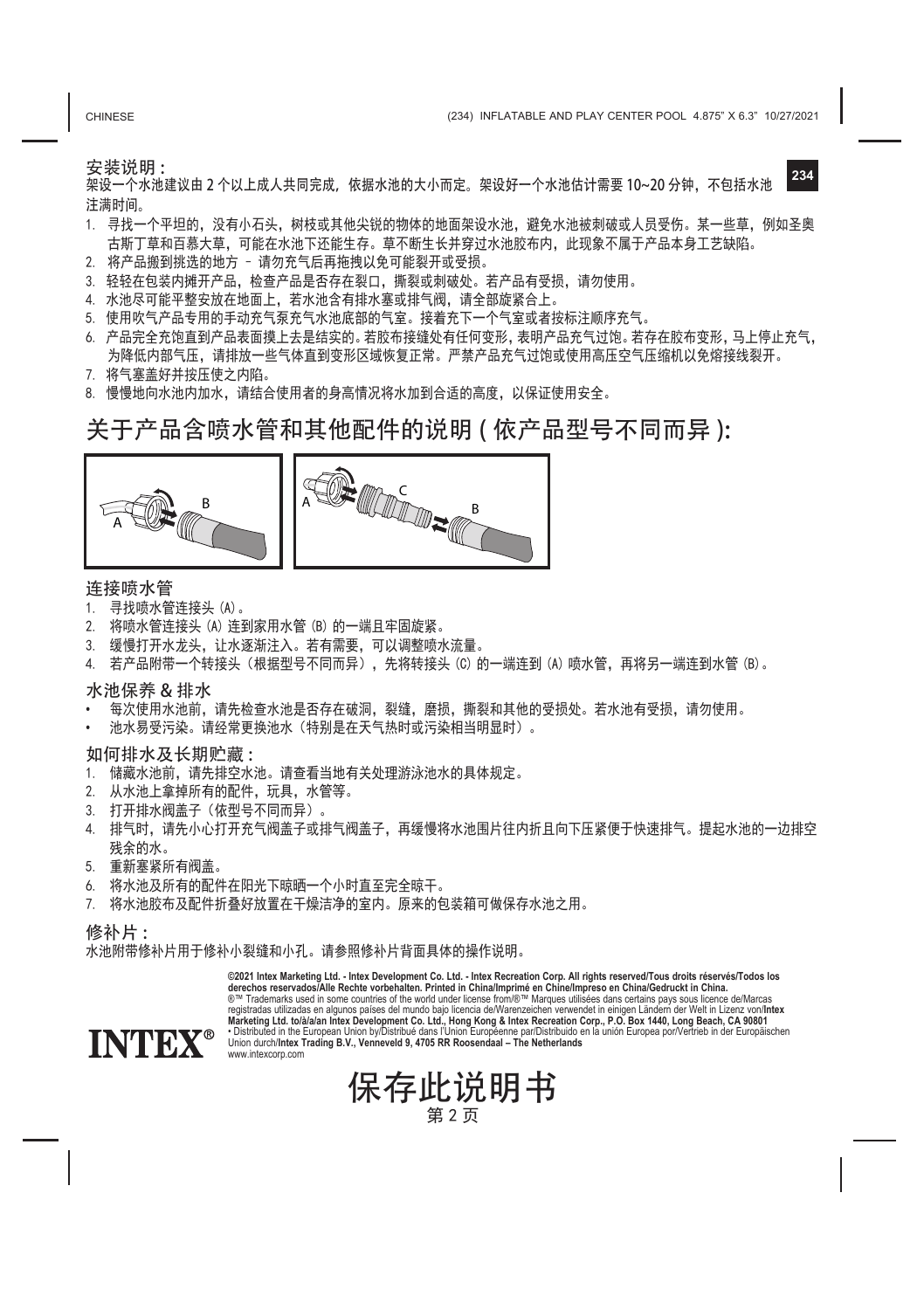## 安装说明：

架设一个水池建议由 2 个以上成人共同完成，依据水池的大小而定。架设好一个水池估计需要 10~20 分钟，不包括水池注满时间。

1. 寻找一个平坦的，没有小石头，树枝或其他尖锐的物体的地面架设水池，避免水池被刺破或人员受伤。某一些草，例如圣奥古斯丁草和百慕大草，可能在水池下还能生存。草不断生长并穿过水池胶布内，此现象不属于产品本身工艺缺陷。
2. 将产品搬到挑选的地方 – 请勿充气后再拖拽以免可能裂开或受损。
3. 轻轻在包装内摊开产品，检查产品是否存在裂口，撕裂或刺破处。若产品有受损，请勿使用。
4. 水池尽可能平整安放在地面上，若水池含有排水塞或排气阀，请全部旋紧合上。
5. 使用吹气产品专用的手动充气泵充气水池底部的气室。接着充下一个气室或者按标注顺序充气。
6. 产品完全充饱直到产品表面摸上去是结实的。若胶布接缝处有任何变形，表明产品充气过饱。若存在胶布变形，马上停止充气，为降低内部气压，请排放一些气体直到变形区域恢复正常。严禁产品充气过饱或使用高压空气压缩机以免熔接线裂开。
7. 将气塞盖好并按压使之内陷。
8. 慢慢地向水池内加水，请结合使用者的身高情况将水加到合适的高度，以保证使用安全。

# 关于产品含喷水管和其他配件的说明 ( 依产品型号不同而异 ):

A B

A C B

### 连接喷水管

1. 寻找喷水管连接头 (A)。
2. 将喷水管连接头 (A) 连到家用水管 (B) 的一端且牢固旋紧。
3. 缓慢打开水龙头，让水逐渐注入。若有需要，可以调整喷水流量。
4. 若产品附带一个转接头（根据型号不同而异），先将转接头 (C) 的一端连到 (A) 喷水管，再将另一端连到水管 (B)。

### 水池保养 & 排水

- 每次使用水池前，请先检查水池是否存在破洞，裂缝，磨损，撕裂和其他的受损处。若水池有受损，请勿使用。
- 池水易受污染。请经常更换池水（特别是在天气热时或污染相当明显时）。

### 如何排水及长期贮藏：

1. 储藏水池前，请先排空水池。请查看当地有关处理游泳池水的具体规定。
2. 从水池上拿掉所有的配件，玩具，水管等。
3. 打开排水阀盖子（依型号不同而异）。
4. 排气时，请先小心打开充气阀盖子或排气阀盖子，再缓慢将水池围片往内折且向下压紧便于快速排气。提起水池的一边排空残余的水。
5. 重新塞紧所有阀盖。
6. 将水池及所有的配件在阳光下晾晒一个小时直至完全晾干。
7. 将水池胶布及配件折叠好放置在干燥洁净的室内。原来的包装箱可做保存水池之用。

### 修补片：

水池附带修补片用于修补小裂缝和小孔。请参照修补片背面具体的操作说明。

**©2021 Intex Marketing Ltd. - Intex Development Co. Ltd. - Intex Recreation Corp. All rights reserved/Tous droits réservés/Todos los derechos reservados/Alle Rechte vorbehalten. Printed in China/Imprimé en Chine/Impreso en China/Gedruckt in China.**
®™ Trademarks used in some countries of the world under license from/®™ Marques utilisées dans certains pays sous licence de/Marcas registradas utilizadas en algunos países del mundo bajo licencia de/Warenzeichen verwendet in einigen Ländern der Welt in Lizenz von/**Intex Marketing Ltd. to/à/a/an Intex Development Co. Ltd., Hong Kong & Intex Recreation Corp., P.O. Box 1440, Long Beach, CA 90801**
• Distributed in the European Union by/Distribué dans l'Union Européenne par/Distribuido en la unión Europea por/Vertrieb in der Europäischen Union durch/**Intex Trading B.V., Venneveld 9, 4705 RR Roosendaal – The Netherlands**
www.intexcorp.com

**INTEX®**

# 保存此说明书